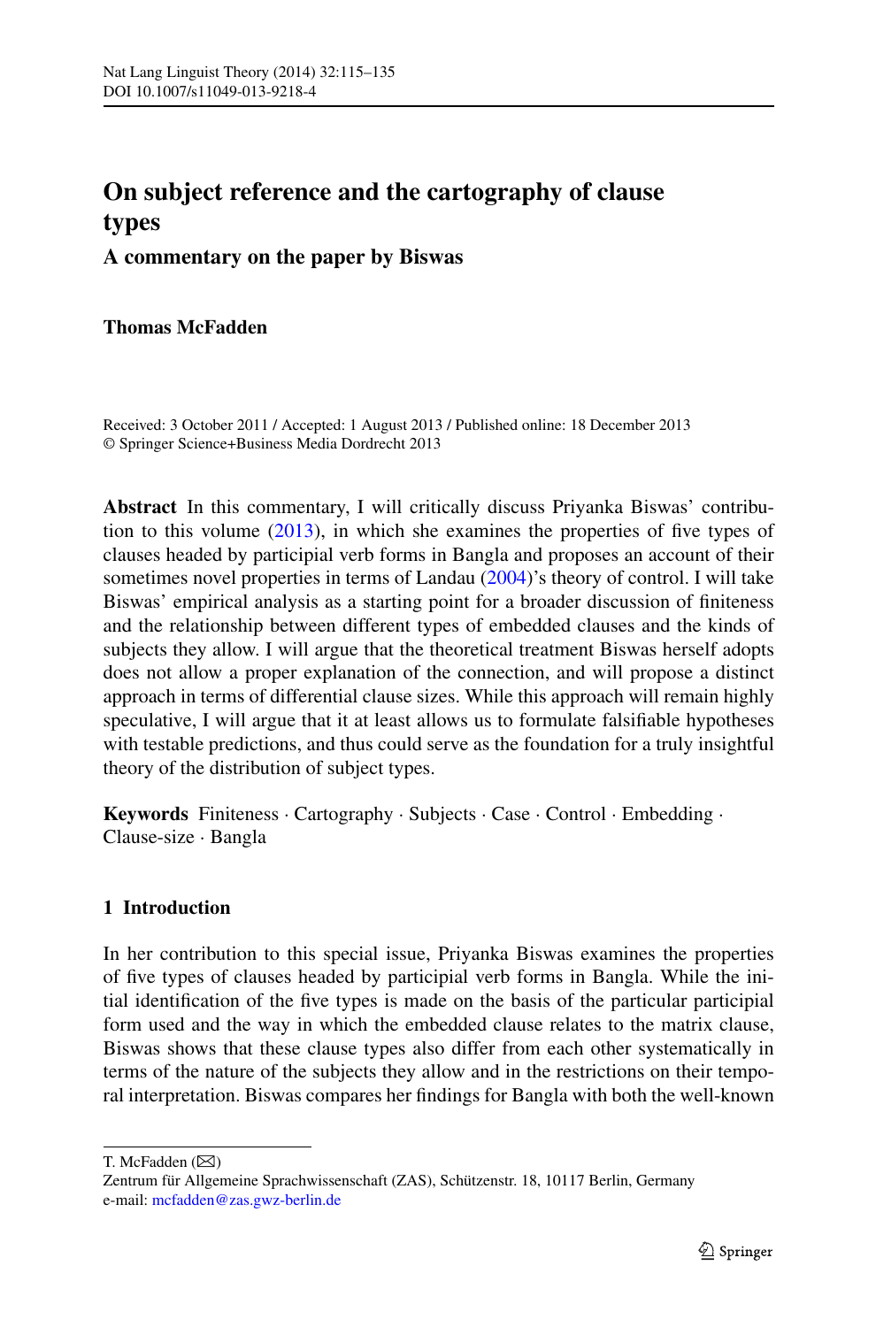# On subject reference and the cartography of clause types

## A commentary on the paper by Biswas

**Thomas McFadden**

Received: 3 October 2011 / Accepted: 1 August 2013 / Published online: 18 December 2013
© Springer Science+Business Media Dordrecht 2013

**Abstract** In this commentary, I will critically discuss Priyanka Biswas' contribution to this volume (2013), in which she examines the properties of five types of clauses headed by participial verb forms in Bangla and proposes an account of their sometimes novel properties in terms of Landau (2004)'s theory of control. I will take Biswas' empirical analysis as a starting point for a broader discussion of finiteness and the relationship between different types of embedded clauses and the kinds of subjects they allow. I will argue that the theoretical treatment Biswas herself adopts does not allow a proper explanation of the connection, and will propose a distinct approach in terms of differential clause sizes. While this approach will remain highly speculative, I will argue that it at least allows us to formulate falsifiable hypotheses with testable predictions, and thus could serve as the foundation for a truly insightful theory of the distribution of subject types.

**Keywords** Finiteness · Cartography · Subjects · Case · Control · Embedding · Clause-size · Bangla

## 1 Introduction

In her contribution to this special issue, Priyanka Biswas examines the properties of five types of clauses headed by participial verb forms in Bangla. While the initial identification of the five types is made on the basis of the particular participial form used and the way in which the embedded clause relates to the matrix clause, Biswas shows that these clause types also differ from each other systematically in terms of the nature of the subjects they allow and in the restrictions on their temporal interpretation. Biswas compares her findings for Bangla with both the well-known

---

T. McFadden (✉)
Zentrum für Allgemeine Sprachwissenschaft (ZAS), Schützenstr. 18, 10117 Berlin, Germany
e-mail: mcfadden@zas.gwz-berlin.de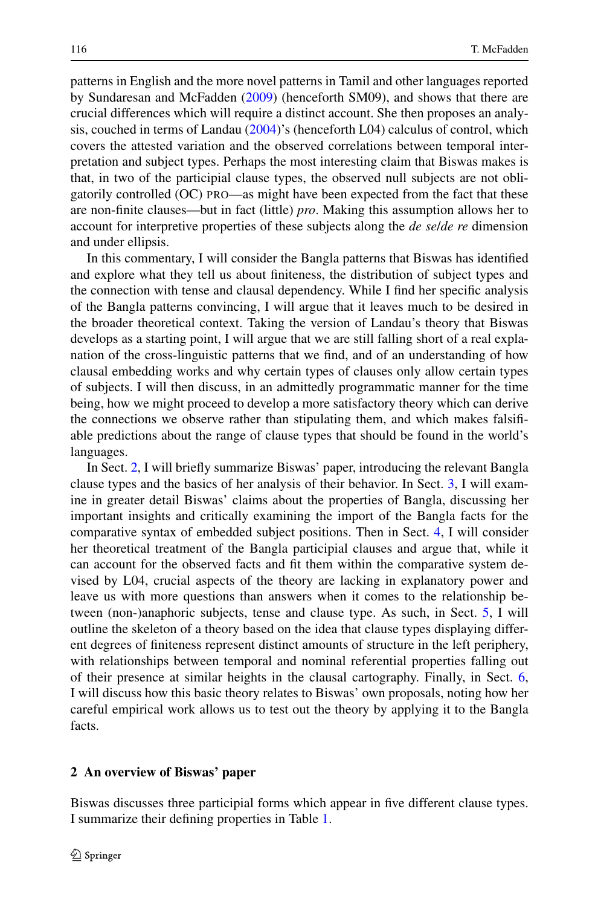patterns in English and the more novel patterns in Tamil and other languages reported by Sundaresan and McFadden (2009) (henceforth SM09), and shows that there are crucial differences which will require a distinct account. She then proposes an analysis, couched in terms of Landau (2004)'s (henceforth L04) calculus of control, which covers the attested variation and the observed correlations between temporal interpretation and subject types. Perhaps the most interesting claim that Biswas makes is that, in two of the participial clause types, the observed null subjects are not obligatorily controlled (OC) PRO—as might have been expected from the fact that these are non-finite clauses—but in fact (little) *pro*. Making this assumption allows her to account for interpretive properties of these subjects along the *de se*/*de re* dimension and under ellipsis.

In this commentary, I will consider the Bangla patterns that Biswas has identified and explore what they tell us about finiteness, the distribution of subject types and the connection with tense and clausal dependency. While I find her specific analysis of the Bangla patterns convincing, I will argue that it leaves much to be desired in the broader theoretical context. Taking the version of Landau's theory that Biswas develops as a starting point, I will argue that we are still falling short of a real explanation of the cross-linguistic patterns that we find, and of an understanding of how clausal embedding works and why certain types of clauses only allow certain types of subjects. I will then discuss, in an admittedly programmatic manner for the time being, how we might proceed to develop a more satisfactory theory which can derive the connections we observe rather than stipulating them, and which makes falsifiable predictions about the range of clause types that should be found in the world's languages.

In Sect. 2, I will briefly summarize Biswas' paper, introducing the relevant Bangla clause types and the basics of her analysis of their behavior. In Sect. 3, I will examine in greater detail Biswas' claims about the properties of Bangla, discussing her important insights and critically examining the import of the Bangla facts for the comparative syntax of embedded subject positions. Then in Sect. 4, I will consider her theoretical treatment of the Bangla participial clauses and argue that, while it can account for the observed facts and fit them within the comparative system devised by L04, crucial aspects of the theory are lacking in explanatory power and leave us with more questions than answers when it comes to the relationship between (non-)anaphoric subjects, tense and clause type. As such, in Sect. 5, I will outline the skeleton of a theory based on the idea that clause types displaying different degrees of finiteness represent distinct amounts of structure in the left periphery, with relationships between temporal and nominal referential properties falling out of their presence at similar heights in the clausal cartography. Finally, in Sect. 6, I will discuss how this basic theory relates to Biswas' own proposals, noting how her careful empirical work allows us to test out the theory by applying it to the Bangla facts.

## 2 An overview of Biswas' paper

Biswas discusses three participial forms which appear in five different clause types. I summarize their defining properties in Table 1.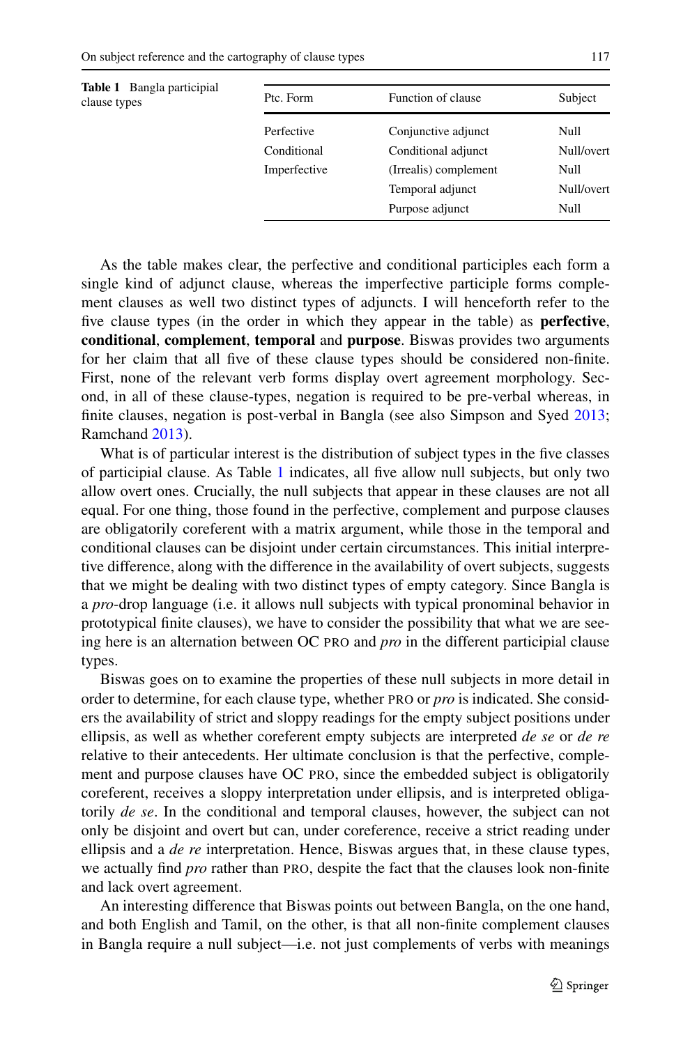**Table 1** Bangla participial clause types

| Ptc. Form | Function of clause | Subject |
|---|---|---|
| Perfective | Conjunctive adjunct | Null |
| Conditional | Conditional adjunct | Null/overt |
| Imperfective | (Irrealis) complement | Null |
| | Temporal adjunct | Null/overt |
| | Purpose adjunct | Null |

As the table makes clear, the perfective and conditional participles each form a single kind of adjunct clause, whereas the imperfective participle forms complement clauses as well two distinct types of adjuncts. I will henceforth refer to the five clause types (in the order in which they appear in the table) as **perfective**, **conditional**, **complement**, **temporal** and **purpose**. Biswas provides two arguments for her claim that all five of these clause types should be considered non-finite. First, none of the relevant verb forms display overt agreement morphology. Second, in all of these clause-types, negation is required to be pre-verbal whereas, in finite clauses, negation is post-verbal in Bangla (see also Simpson and Syed 2013; Ramchand 2013).

What is of particular interest is the distribution of subject types in the five classes of participial clause. As Table 1 indicates, all five allow null subjects, but only two allow overt ones. Crucially, the null subjects that appear in these clauses are not all equal. For one thing, those found in the perfective, complement and purpose clauses are obligatorily coreferent with a matrix argument, while those in the temporal and conditional clauses can be disjoint under certain circumstances. This initial interpretive difference, along with the difference in the availability of overt subjects, suggests that we might be dealing with two distinct types of empty category. Since Bangla is a *pro*-drop language (i.e. it allows null subjects with typical pronominal behavior in prototypical finite clauses), we have to consider the possibility that what we are seeing here is an alternation between OC PRO and *pro* in the different participial clause types.

Biswas goes on to examine the properties of these null subjects in more detail in order to determine, for each clause type, whether PRO or *pro* is indicated. She considers the availability of strict and sloppy readings for the empty subject positions under ellipsis, as well as whether coreferent empty subjects are interpreted *de se* or *de re* relative to their antecedents. Her ultimate conclusion is that the perfective, complement and purpose clauses have OC PRO, since the embedded subject is obligatorily coreferent, receives a sloppy interpretation under ellipsis, and is interpreted obligatorily *de se*. In the conditional and temporal clauses, however, the subject can not only be disjoint and overt but can, under coreference, receive a strict reading under ellipsis and a *de re* interpretation. Hence, Biswas argues that, in these clause types, we actually find *pro* rather than PRO, despite the fact that the clauses look non-finite and lack overt agreement.

An interesting difference that Biswas points out between Bangla, on the one hand, and both English and Tamil, on the other, is that all non-finite complement clauses in Bangla require a null subject—i.e. not just complements of verbs with meanings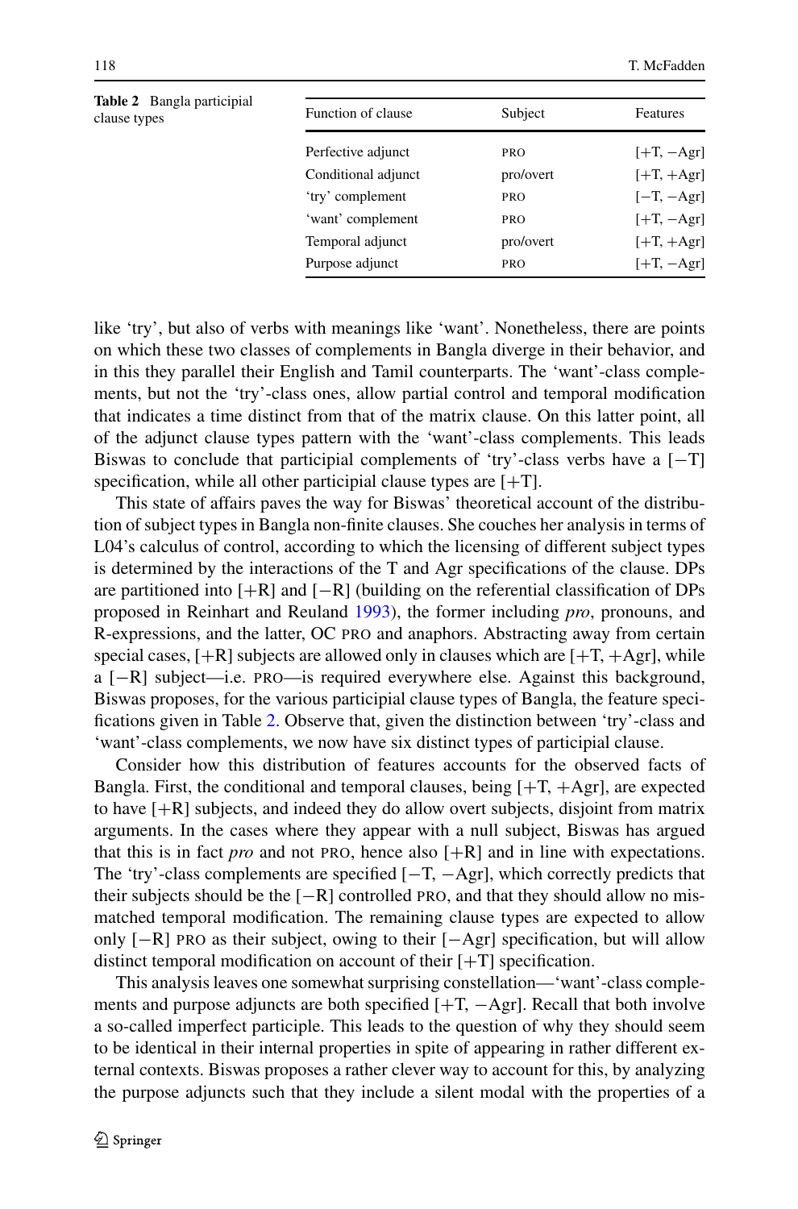**Table 2** Bangla participial clause types

| Function of clause | Subject | Features |
|---|---|---|
| Perfective adjunct | PRO | [+T, −Agr] |
| Conditional adjunct | pro/overt | [+T, +Agr] |
| ‘try’ complement | PRO | [−T, −Agr] |
| ‘want’ complement | PRO | [+T, −Agr] |
| Temporal adjunct | pro/overt | [+T, +Agr] |
| Purpose adjunct | PRO | [+T, −Agr] |

like ‘try’, but also of verbs with meanings like ‘want’. Nonetheless, there are points on which these two classes of complements in Bangla diverge in their behavior, and in this they parallel their English and Tamil counterparts. The ‘want’-class complements, but not the ‘try’-class ones, allow partial control and temporal modification that indicates a time distinct from that of the matrix clause. On this latter point, all of the adjunct clause types pattern with the ‘want’-class complements. This leads Biswas to conclude that participial complements of ‘try’-class verbs have a [−T] specification, while all other participial clause types are [+T].

This state of affairs paves the way for Biswas’ theoretical account of the distribution of subject types in Bangla non-finite clauses. She couches her analysis in terms of L04’s calculus of control, according to which the licensing of different subject types is determined by the interactions of the T and Agr specifications of the clause. DPs are partitioned into [+R] and [−R] (building on the referential classification of DPs proposed in Reinhart and Reuland 1993), the former including *pro*, pronouns, and R-expressions, and the latter, OC PRO and anaphors. Abstracting away from certain special cases, [+R] subjects are allowed only in clauses which are [+T, +Agr], while a [−R] subject—i.e. PRO—is required everywhere else. Against this background, Biswas proposes, for the various participial clause types of Bangla, the feature specifications given in Table 2. Observe that, given the distinction between ‘try’-class and ‘want’-class complements, we now have six distinct types of participial clause.

Consider how this distribution of features accounts for the observed facts of Bangla. First, the conditional and temporal clauses, being [+T, +Agr], are expected to have [+R] subjects, and indeed they do allow overt subjects, disjoint from matrix arguments. In the cases where they appear with a null subject, Biswas has argued that this is in fact *pro* and not PRO, hence also [+R] and in line with expectations. The ‘try’-class complements are specified [−T, −Agr], which correctly predicts that their subjects should be the [−R] controlled PRO, and that they should allow no mismatched temporal modification. The remaining clause types are expected to allow only [−R] PRO as their subject, owing to their [−Agr] specification, but will allow distinct temporal modification on account of their [+T] specification.

This analysis leaves one somewhat surprising constellation—‘want’-class complements and purpose adjuncts are both specified [+T, −Agr]. Recall that both involve a so-called imperfect participle. This leads to the question of why they should seem to be identical in their internal properties in spite of appearing in rather different external contexts. Biswas proposes a rather clever way to account for this, by analyzing the purpose adjuncts such that they include a silent modal with the properties of a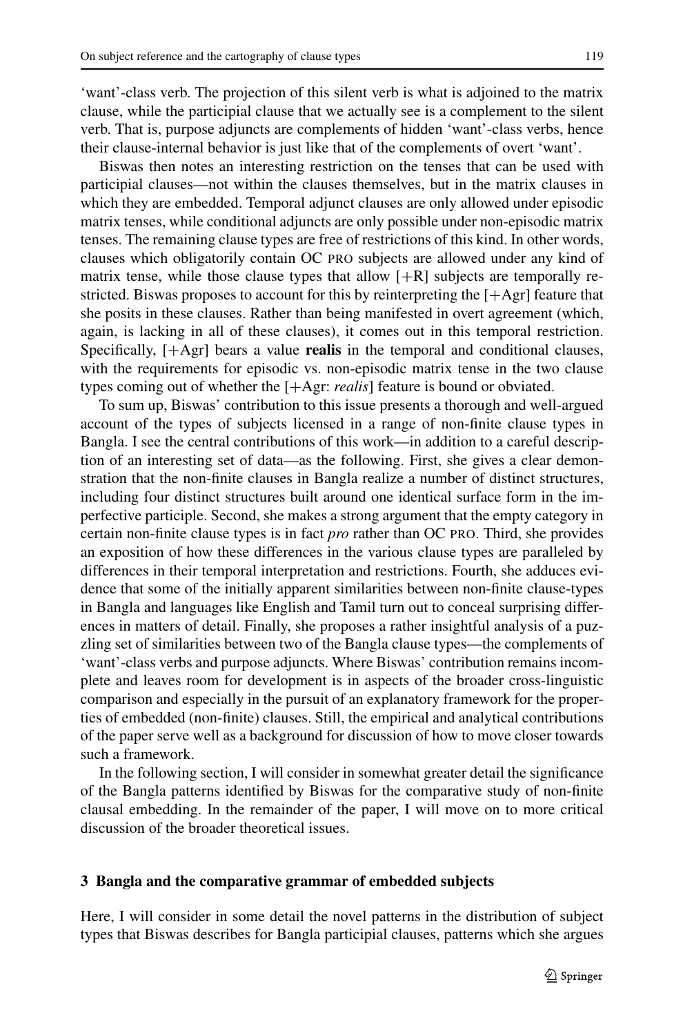'want'-class verb. The projection of this silent verb is what is adjoined to the matrix clause, while the participial clause that we actually see is a complement to the silent verb. That is, purpose adjuncts are complements of hidden 'want'-class verbs, hence their clause-internal behavior is just like that of the complements of overt 'want'.

Biswas then notes an interesting restriction on the tenses that can be used with participial clauses—not within the clauses themselves, but in the matrix clauses in which they are embedded. Temporal adjunct clauses are only allowed under episodic matrix tenses, while conditional adjuncts are only possible under non-episodic matrix tenses. The remaining clause types are free of restrictions of this kind. In other words, clauses which obligatorily contain OC PRO subjects are allowed under any kind of matrix tense, while those clause types that allow [+R] subjects are temporally restricted. Biswas proposes to account for this by reinterpreting the [+Agr] feature that she posits in these clauses. Rather than being manifested in overt agreement (which, again, is lacking in all of these clauses), it comes out in this temporal restriction. Specifically, [+Agr] bears a value **realis** in the temporal and conditional clauses, with the requirements for episodic vs. non-episodic matrix tense in the two clause types coming out of whether the [+Agr: *realis*] feature is bound or obviated.

To sum up, Biswas' contribution to this issue presents a thorough and well-argued account of the types of subjects licensed in a range of non-finite clause types in Bangla. I see the central contributions of this work—in addition to a careful description of an interesting set of data—as the following. First, she gives a clear demonstration that the non-finite clauses in Bangla realize a number of distinct structures, including four distinct structures built around one identical surface form in the imperfective participle. Second, she makes a strong argument that the empty category in certain non-finite clause types is in fact *pro* rather than OC PRO. Third, she provides an exposition of how these differences in the various clause types are paralleled by differences in their temporal interpretation and restrictions. Fourth, she adduces evidence that some of the initially apparent similarities between non-finite clause-types in Bangla and languages like English and Tamil turn out to conceal surprising differences in matters of detail. Finally, she proposes a rather insightful analysis of a puzzling set of similarities between two of the Bangla clause types—the complements of 'want'-class verbs and purpose adjuncts. Where Biswas' contribution remains incomplete and leaves room for development is in aspects of the broader cross-linguistic comparison and especially in the pursuit of an explanatory framework for the properties of embedded (non-finite) clauses. Still, the empirical and analytical contributions of the paper serve well as a background for discussion of how to move closer towards such a framework.

In the following section, I will consider in somewhat greater detail the significance of the Bangla patterns identified by Biswas for the comparative study of non-finite clausal embedding. In the remainder of the paper, I will move on to more critical discussion of the broader theoretical issues.

## 3 Bangla and the comparative grammar of embedded subjects

Here, I will consider in some detail the novel patterns in the distribution of subject types that Biswas describes for Bangla participial clauses, patterns which she argues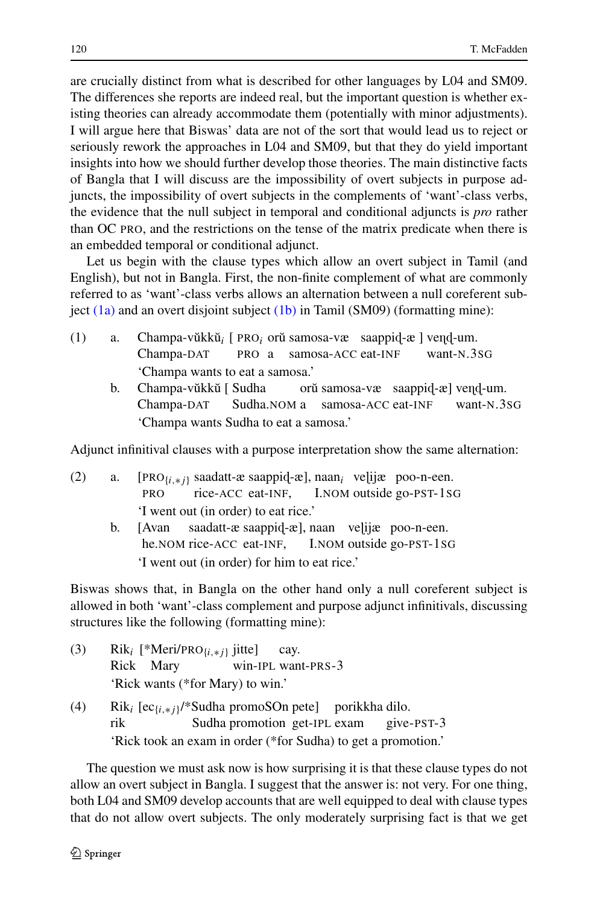are crucially distinct from what is described for other languages by L04 and SM09. The differences she reports are indeed real, but the important question is whether existing theories can already accommodate them (potentially with minor adjustments). I will argue here that Biswas' data are not of the sort that would lead us to reject or seriously rework the approaches in L04 and SM09, but that they do yield important insights into how we should further develop those theories. The main distinctive facts of Bangla that I will discuss are the impossibility of overt subjects in purpose adjuncts, the impossibility of overt subjects in the complements of 'want'-class verbs, the evidence that the null subject in temporal and conditional adjuncts is *pro* rather than OC PRO, and the restrictions on the tense of the matrix predicate when there is an embedded temporal or conditional adjunct.

Let us begin with the clause types which allow an overt subject in Tamil (and English), but not in Bangla. First, the non-finite complement of what are commonly referred to as 'want'-class verbs allows an alternation between a null coreferent subject (1a) and an overt disjoint subject (1b) in Tamil (SM09) (formatting mine):

(1) a. Champa-vŭkkŭ$_i$ [ PRO$_i$ orŭ samosa-væ saappiɖ-æ ] veɳɖ-um.
  Champa-DAT PRO a samosa-ACC eat-INF want-N.3SG
  'Champa wants to eat a samosa.'

  b. Champa-vŭkkŭ [ Sudha orŭ samosa-væ saappiɖ-æ] veɳɖ-um.
  Champa-DAT Sudha.NOM a samosa-ACC eat-INF want-N.3SG
  'Champa wants Sudha to eat a samosa.'

Adjunct infinitival clauses with a purpose interpretation show the same alternation:

(2) a. [PRO$_{\{i,*j\}}$ saadatt-æ saappiɖ-æ], naan$_i$ veɭijæ poo-n-een.
  PRO rice-ACC eat-INF, I.NOM outside go-PST-1SG
  'I went out (in order) to eat rice.'

  b. [Avan saadatt-æ saappiɖ-æ], naan veɭijæ poo-n-een.
  he.NOM rice-ACC eat-INF, I.NOM outside go-PST-1SG
  'I went out (in order) for him to eat rice.'

Biswas shows that, in Bangla on the other hand only a null coreferent subject is allowed in both 'want'-class complement and purpose adjunct infinitivals, discussing structures like the following (formatting mine):

(3) Rik$_i$ [*Meri/PRO$_{\{i,*j\}}$ jitte] cay.
  Rick Mary win-IPL want-PRS-3
  'Rick wants (*for Mary) to win.'

(4) Rik$_i$ [ec$_{\{i,*j\}}$/*Sudha promoSOn pete] porikkha dilo.
  rik Sudha promotion get-IPL exam give-PST-3
  'Rick took an exam in order (*for Sudha) to get a promotion.'

The question we must ask now is how surprising it is that these clause types do not allow an overt subject in Bangla. I suggest that the answer is: not very. For one thing, both L04 and SM09 develop accounts that are well equipped to deal with clause types that do not allow overt subjects. The only moderately surprising fact is that we get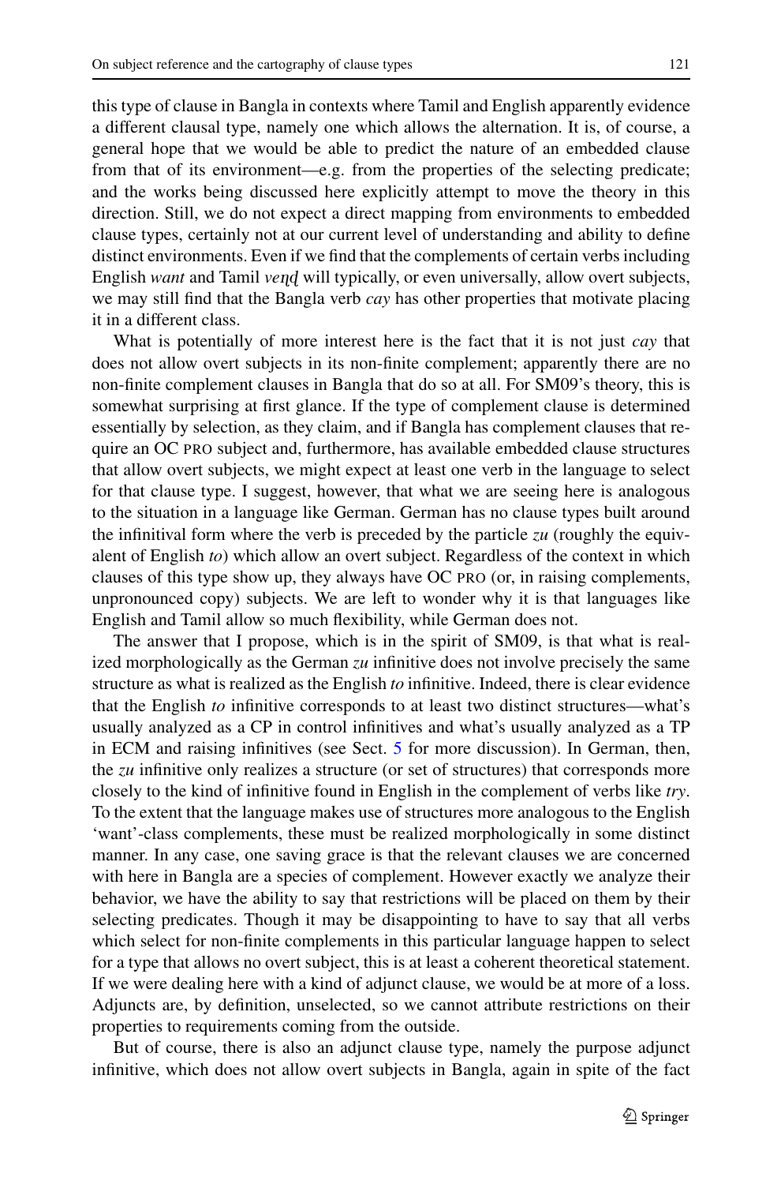this type of clause in Bangla in contexts where Tamil and English apparently evidence a different clausal type, namely one which allows the alternation. It is, of course, a general hope that we would be able to predict the nature of an embedded clause from that of its environment—e.g. from the properties of the selecting predicate; and the works being discussed here explicitly attempt to move the theory in this direction. Still, we do not expect a direct mapping from environments to embedded clause types, certainly not at our current level of understanding and ability to define distinct environments. Even if we find that the complements of certain verbs including English *want* and Tamil *veṇḍ* will typically, or even universally, allow overt subjects, we may still find that the Bangla verb *cay* has other properties that motivate placing it in a different class.

What is potentially of more interest here is the fact that it is not just *cay* that does not allow overt subjects in its non-finite complement; apparently there are no non-finite complement clauses in Bangla that do so at all. For SM09's theory, this is somewhat surprising at first glance. If the type of complement clause is determined essentially by selection, as they claim, and if Bangla has complement clauses that require an OC PRO subject and, furthermore, has available embedded clause structures that allow overt subjects, we might expect at least one verb in the language to select for that clause type. I suggest, however, that what we are seeing here is analogous to the situation in a language like German. German has no clause types built around the infinitival form where the verb is preceded by the particle *zu* (roughly the equivalent of English *to*) which allow an overt subject. Regardless of the context in which clauses of this type show up, they always have OC PRO (or, in raising complements, unpronounced copy) subjects. We are left to wonder why it is that languages like English and Tamil allow so much flexibility, while German does not.

The answer that I propose, which is in the spirit of SM09, is that what is realized morphologically as the German *zu* infinitive does not involve precisely the same structure as what is realized as the English *to* infinitive. Indeed, there is clear evidence that the English *to* infinitive corresponds to at least two distinct structures—what's usually analyzed as a CP in control infinitives and what's usually analyzed as a TP in ECM and raising infinitives (see Sect. 5 for more discussion). In German, then, the *zu* infinitive only realizes a structure (or set of structures) that corresponds more closely to the kind of infinitive found in English in the complement of verbs like *try*. To the extent that the language makes use of structures more analogous to the English 'want'-class complements, these must be realized morphologically in some distinct manner. In any case, one saving grace is that the relevant clauses we are concerned with here in Bangla are a species of complement. However exactly we analyze their behavior, we have the ability to say that restrictions will be placed on them by their selecting predicates. Though it may be disappointing to have to say that all verbs which select for non-finite complements in this particular language happen to select for a type that allows no overt subject, this is at least a coherent theoretical statement. If we were dealing here with a kind of adjunct clause, we would be at more of a loss. Adjuncts are, by definition, unselected, so we cannot attribute restrictions on their properties to requirements coming from the outside.

But of course, there is also an adjunct clause type, namely the purpose adjunct infinitive, which does not allow overt subjects in Bangla, again in spite of the fact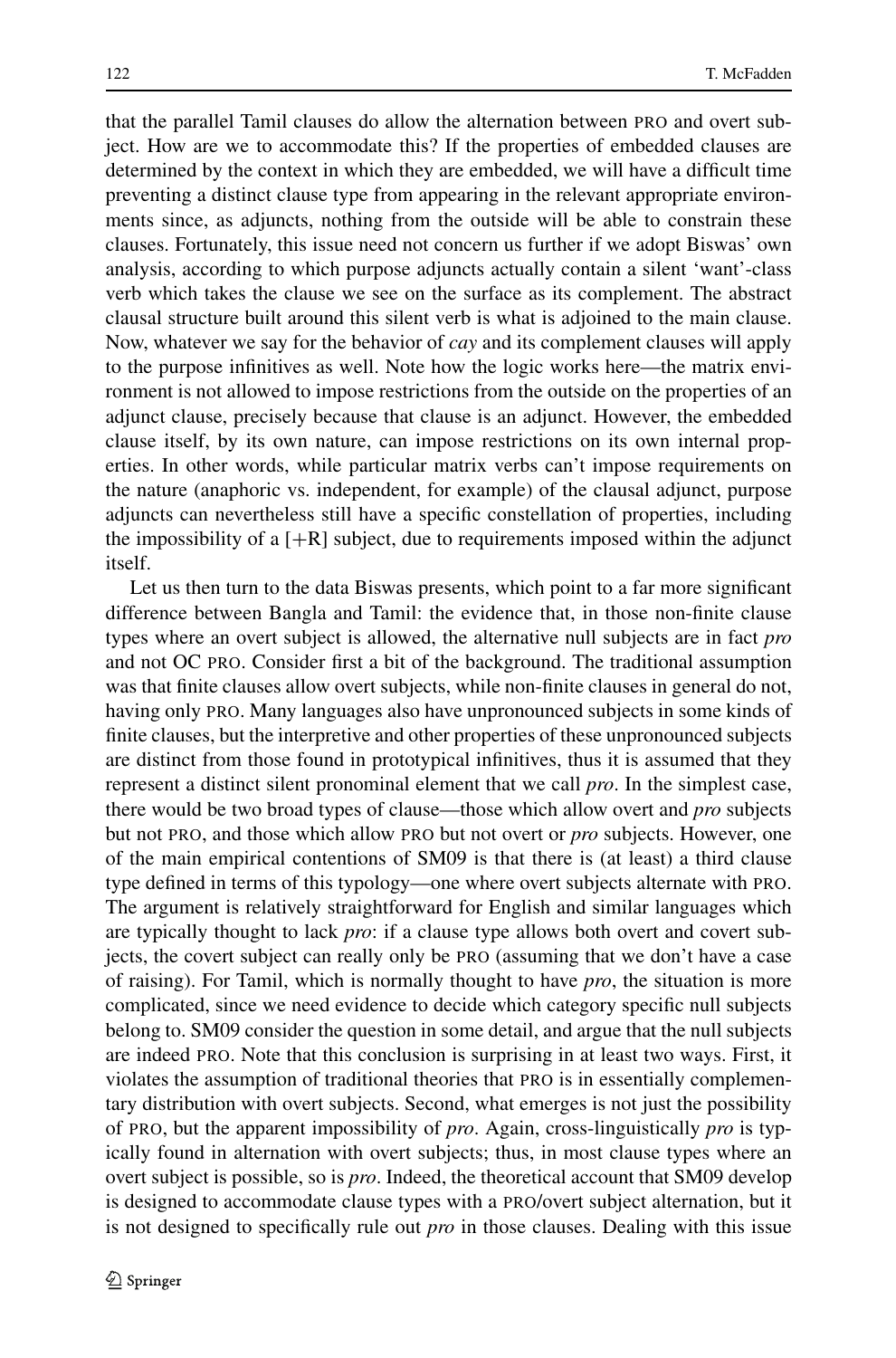that the parallel Tamil clauses do allow the alternation between PRO and overt subject. How are we to accommodate this? If the properties of embedded clauses are determined by the context in which they are embedded, we will have a difficult time preventing a distinct clause type from appearing in the relevant appropriate environments since, as adjuncts, nothing from the outside will be able to constrain these clauses. Fortunately, this issue need not concern us further if we adopt Biswas' own analysis, according to which purpose adjuncts actually contain a silent 'want'-class verb which takes the clause we see on the surface as its complement. The abstract clausal structure built around this silent verb is what is adjoined to the main clause. Now, whatever we say for the behavior of *cay* and its complement clauses will apply to the purpose infinitives as well. Note how the logic works here—the matrix environment is not allowed to impose restrictions from the outside on the properties of an adjunct clause, precisely because that clause is an adjunct. However, the embedded clause itself, by its own nature, can impose restrictions on its own internal properties. In other words, while particular matrix verbs can't impose requirements on the nature (anaphoric vs. independent, for example) of the clausal adjunct, purpose adjuncts can nevertheless still have a specific constellation of properties, including the impossibility of a [+R] subject, due to requirements imposed within the adjunct itself.

Let us then turn to the data Biswas presents, which point to a far more significant difference between Bangla and Tamil: the evidence that, in those non-finite clause types where an overt subject is allowed, the alternative null subjects are in fact *pro* and not OC PRO. Consider first a bit of the background. The traditional assumption was that finite clauses allow overt subjects, while non-finite clauses in general do not, having only PRO. Many languages also have unpronounced subjects in some kinds of finite clauses, but the interpretive and other properties of these unpronounced subjects are distinct from those found in prototypical infinitives, thus it is assumed that they represent a distinct silent pronominal element that we call *pro*. In the simplest case, there would be two broad types of clause—those which allow overt and *pro* subjects but not PRO, and those which allow PRO but not overt or *pro* subjects. However, one of the main empirical contentions of SM09 is that there is (at least) a third clause type defined in terms of this typology—one where overt subjects alternate with PRO. The argument is relatively straightforward for English and similar languages which are typically thought to lack *pro*: if a clause type allows both overt and covert subjects, the covert subject can really only be PRO (assuming that we don't have a case of raising). For Tamil, which is normally thought to have *pro*, the situation is more complicated, since we need evidence to decide which category specific null subjects belong to. SM09 consider the question in some detail, and argue that the null subjects are indeed PRO. Note that this conclusion is surprising in at least two ways. First, it violates the assumption of traditional theories that PRO is in essentially complementary distribution with overt subjects. Second, what emerges is not just the possibility of PRO, but the apparent impossibility of *pro*. Again, cross-linguistically *pro* is typically found in alternation with overt subjects; thus, in most clause types where an overt subject is possible, so is *pro*. Indeed, the theoretical account that SM09 develop is designed to accommodate clause types with a PRO/overt subject alternation, but it is not designed to specifically rule out *pro* in those clauses. Dealing with this issue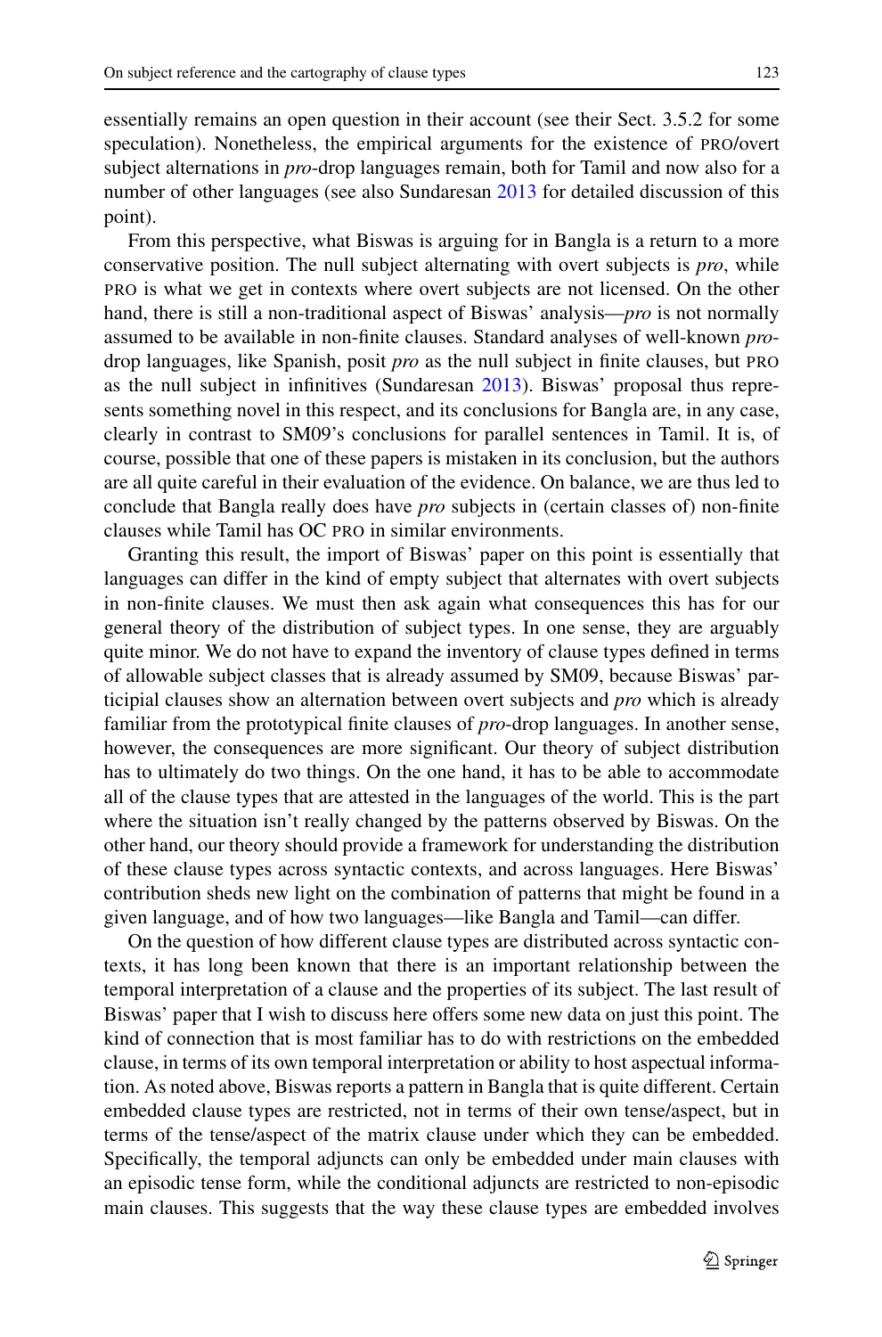essentially remains an open question in their account (see their Sect. 3.5.2 for some speculation). Nonetheless, the empirical arguments for the existence of PRO/overt subject alternations in *pro*-drop languages remain, both for Tamil and now also for a number of other languages (see also Sundaresan 2013 for detailed discussion of this point).

From this perspective, what Biswas is arguing for in Bangla is a return to a more conservative position. The null subject alternating with overt subjects is *pro*, while PRO is what we get in contexts where overt subjects are not licensed. On the other hand, there is still a non-traditional aspect of Biswas' analysis—*pro* is not normally assumed to be available in non-finite clauses. Standard analyses of well-known *pro*-drop languages, like Spanish, posit *pro* as the null subject in finite clauses, but PRO as the null subject in infinitives (Sundaresan 2013). Biswas' proposal thus represents something novel in this respect, and its conclusions for Bangla are, in any case, clearly in contrast to SM09's conclusions for parallel sentences in Tamil. It is, of course, possible that one of these papers is mistaken in its conclusion, but the authors are all quite careful in their evaluation of the evidence. On balance, we are thus led to conclude that Bangla really does have *pro* subjects in (certain classes of) non-finite clauses while Tamil has OC PRO in similar environments.

Granting this result, the import of Biswas' paper on this point is essentially that languages can differ in the kind of empty subject that alternates with overt subjects in non-finite clauses. We must then ask again what consequences this has for our general theory of the distribution of subject types. In one sense, they are arguably quite minor. We do not have to expand the inventory of clause types defined in terms of allowable subject classes that is already assumed by SM09, because Biswas' participial clauses show an alternation between overt subjects and *pro* which is already familiar from the prototypical finite clauses of *pro*-drop languages. In another sense, however, the consequences are more significant. Our theory of subject distribution has to ultimately do two things. On the one hand, it has to be able to accommodate all of the clause types that are attested in the languages of the world. This is the part where the situation isn't really changed by the patterns observed by Biswas. On the other hand, our theory should provide a framework for understanding the distribution of these clause types across syntactic contexts, and across languages. Here Biswas' contribution sheds new light on the combination of patterns that might be found in a given language, and of how two languages—like Bangla and Tamil—can differ.

On the question of how different clause types are distributed across syntactic contexts, it has long been known that there is an important relationship between the temporal interpretation of a clause and the properties of its subject. The last result of Biswas' paper that I wish to discuss here offers some new data on just this point. The kind of connection that is most familiar has to do with restrictions on the embedded clause, in terms of its own temporal interpretation or ability to host aspectual information. As noted above, Biswas reports a pattern in Bangla that is quite different. Certain embedded clause types are restricted, not in terms of their own tense/aspect, but in terms of the tense/aspect of the matrix clause under which they can be embedded. Specifically, the temporal adjuncts can only be embedded under main clauses with an episodic tense form, while the conditional adjuncts are restricted to non-episodic main clauses. This suggests that the way these clause types are embedded involves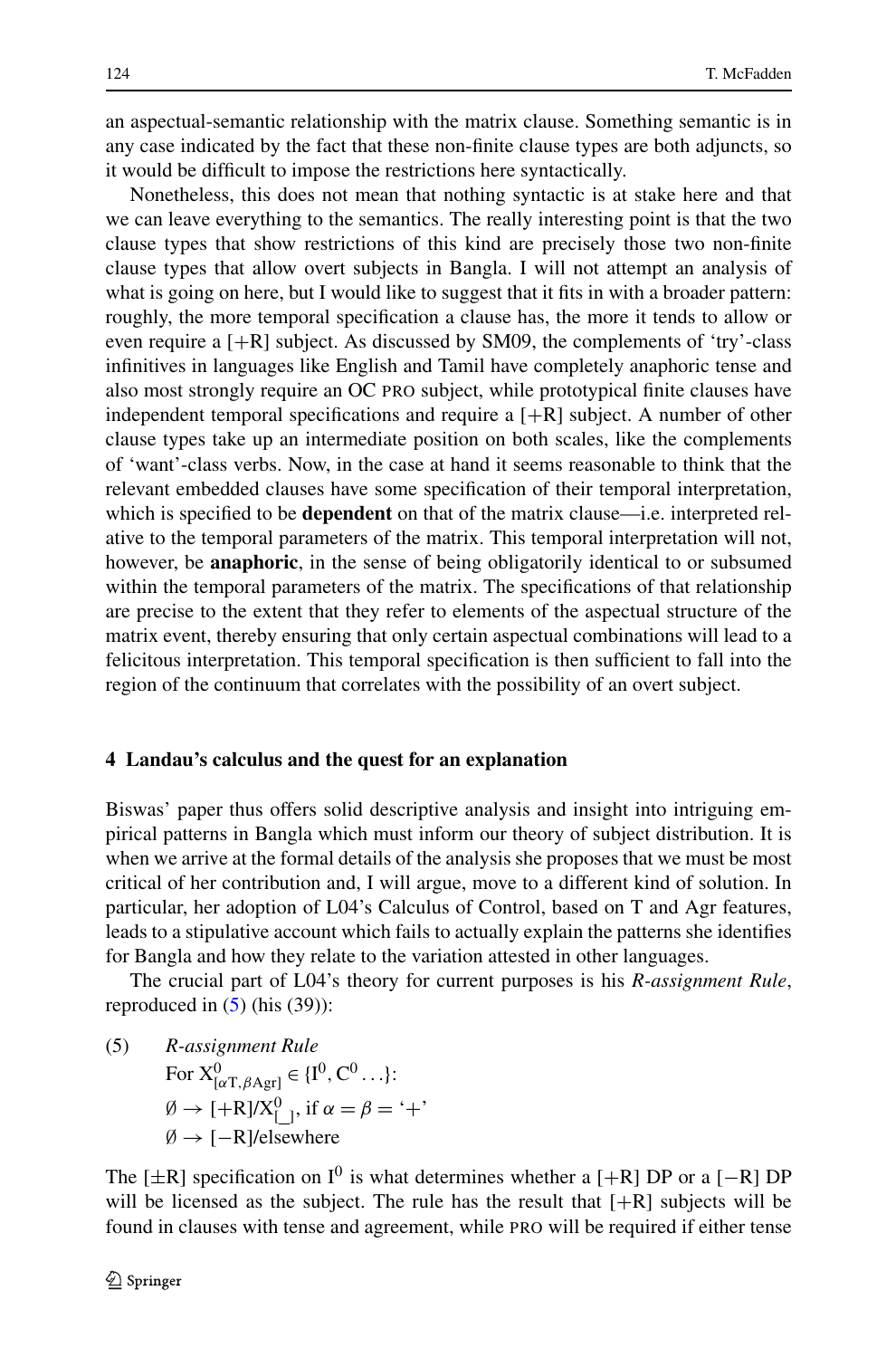an aspectual-semantic relationship with the matrix clause. Something semantic is in any case indicated by the fact that these non-finite clause types are both adjuncts, so it would be difficult to impose the restrictions here syntactically.

Nonetheless, this does not mean that nothing syntactic is at stake here and that we can leave everything to the semantics. The really interesting point is that the two clause types that show restrictions of this kind are precisely those two non-finite clause types that allow overt subjects in Bangla. I will not attempt an analysis of what is going on here, but I would like to suggest that it fits in with a broader pattern: roughly, the more temporal specification a clause has, the more it tends to allow or even require a [+R] subject. As discussed by SM09, the complements of 'try'-class infinitives in languages like English and Tamil have completely anaphoric tense and also most strongly require an OC PRO subject, while prototypical finite clauses have independent temporal specifications and require a [+R] subject. A number of other clause types take up an intermediate position on both scales, like the complements of 'want'-class verbs. Now, in the case at hand it seems reasonable to think that the relevant embedded clauses have some specification of their temporal interpretation, which is specified to be **dependent** on that of the matrix clause—i.e. interpreted relative to the temporal parameters of the matrix. This temporal interpretation will not, however, be **anaphoric**, in the sense of being obligatorily identical to or subsumed within the temporal parameters of the matrix. The specifications of that relationship are precise to the extent that they refer to elements of the aspectual structure of the matrix event, thereby ensuring that only certain aspectual combinations will lead to a felicitous interpretation. This temporal specification is then sufficient to fall into the region of the continuum that correlates with the possibility of an overt subject.

## 4 Landau's calculus and the quest for an explanation

Biswas' paper thus offers solid descriptive analysis and insight into intriguing empirical patterns in Bangla which must inform our theory of subject distribution. It is when we arrive at the formal details of the analysis she proposes that we must be most critical of her contribution and, I will argue, move to a different kind of solution. In particular, her adoption of L04's Calculus of Control, based on T and Agr features, leads to a stipulative account which fails to actually explain the patterns she identifies for Bangla and how they relate to the variation attested in other languages.

The crucial part of L04's theory for current purposes is his *R-assignment Rule*, reproduced in (5) (his (39)):

(5) *R-assignment Rule*

For $X^0_{[\alpha T, \beta Agr]} \in \{I^0, C^0 \ldots\}$:

$\emptyset \rightarrow [+R]/X^0_{[\_]}$, if $\alpha = \beta =$ '+'

$\emptyset \rightarrow [-R]$/elsewhere

The [±R] specification on $I^0$ is what determines whether a [+R] DP or a [−R] DP will be licensed as the subject. The rule has the result that [+R] subjects will be found in clauses with tense and agreement, while PRO will be required if either tense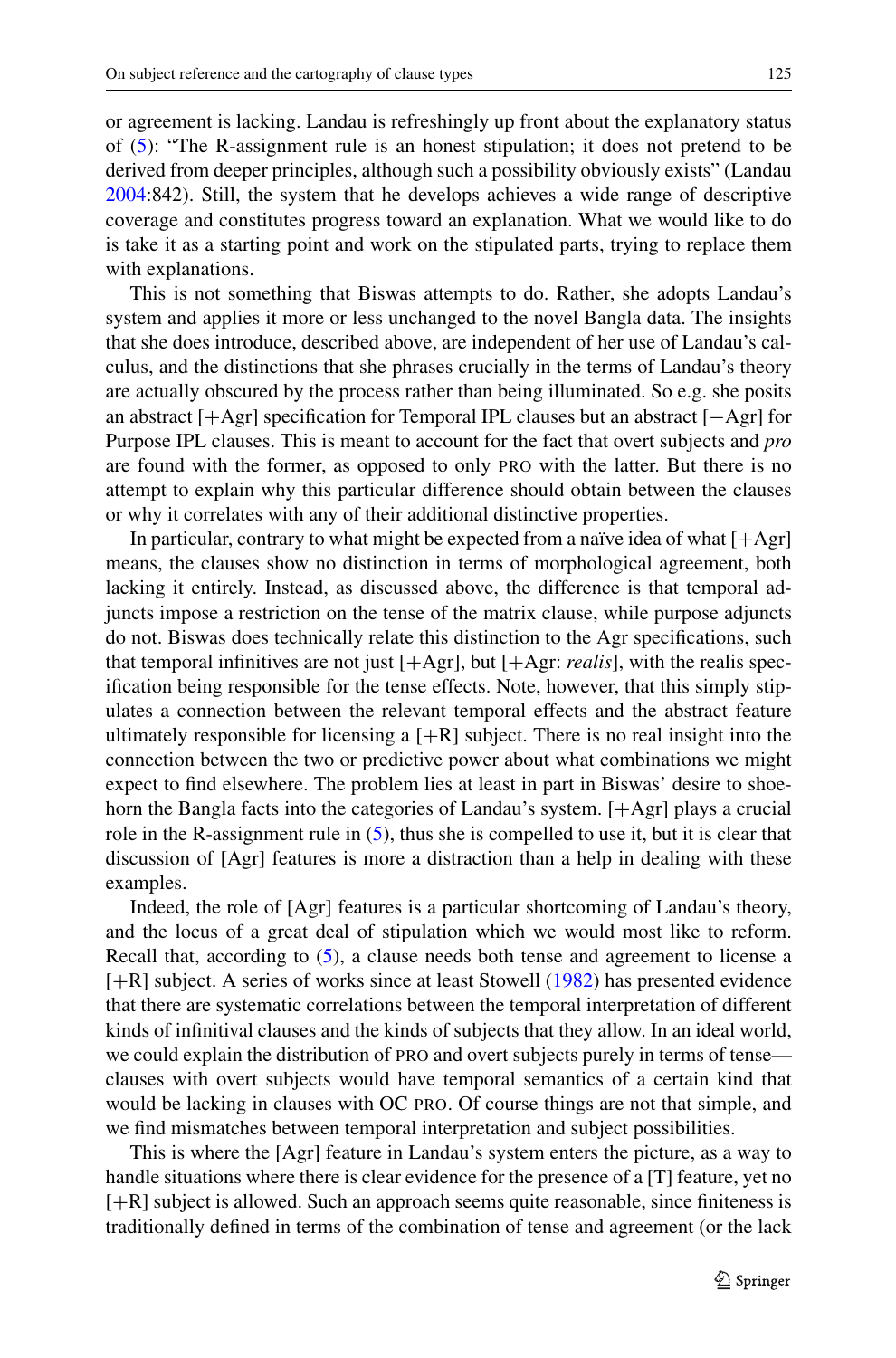or agreement is lacking. Landau is refreshingly up front about the explanatory status of (5): "The R-assignment rule is an honest stipulation; it does not pretend to be derived from deeper principles, although such a possibility obviously exists" (Landau 2004:842). Still, the system that he develops achieves a wide range of descriptive coverage and constitutes progress toward an explanation. What we would like to do is take it as a starting point and work on the stipulated parts, trying to replace them with explanations.

This is not something that Biswas attempts to do. Rather, she adopts Landau's system and applies it more or less unchanged to the novel Bangla data. The insights that she does introduce, described above, are independent of her use of Landau's calculus, and the distinctions that she phrases crucially in the terms of Landau's theory are actually obscured by the process rather than being illuminated. So e.g. she posits an abstract [+Agr] specification for Temporal IPL clauses but an abstract [−Agr] for Purpose IPL clauses. This is meant to account for the fact that overt subjects and *pro* are found with the former, as opposed to only PRO with the latter. But there is no attempt to explain why this particular difference should obtain between the clauses or why it correlates with any of their additional distinctive properties.

In particular, contrary to what might be expected from a naïve idea of what [+Agr] means, the clauses show no distinction in terms of morphological agreement, both lacking it entirely. Instead, as discussed above, the difference is that temporal adjuncts impose a restriction on the tense of the matrix clause, while purpose adjuncts do not. Biswas does technically relate this distinction to the Agr specifications, such that temporal infinitives are not just [+Agr], but [+Agr: *realis*], with the realis specification being responsible for the tense effects. Note, however, that this simply stipulates a connection between the relevant temporal effects and the abstract feature ultimately responsible for licensing a [+R] subject. There is no real insight into the connection between the two or predictive power about what combinations we might expect to find elsewhere. The problem lies at least in part in Biswas' desire to shoehorn the Bangla facts into the categories of Landau's system. [+Agr] plays a crucial role in the R-assignment rule in (5), thus she is compelled to use it, but it is clear that discussion of [Agr] features is more a distraction than a help in dealing with these examples.

Indeed, the role of [Agr] features is a particular shortcoming of Landau's theory, and the locus of a great deal of stipulation which we would most like to reform. Recall that, according to (5), a clause needs both tense and agreement to license a [+R] subject. A series of works since at least Stowell (1982) has presented evidence that there are systematic correlations between the temporal interpretation of different kinds of infinitival clauses and the kinds of subjects that they allow. In an ideal world, we could explain the distribution of PRO and overt subjects purely in terms of tense—clauses with overt subjects would have temporal semantics of a certain kind that would be lacking in clauses with OC PRO. Of course things are not that simple, and we find mismatches between temporal interpretation and subject possibilities.

This is where the [Agr] feature in Landau's system enters the picture, as a way to handle situations where there is clear evidence for the presence of a [T] feature, yet no [+R] subject is allowed. Such an approach seems quite reasonable, since finiteness is traditionally defined in terms of the combination of tense and agreement (or the lack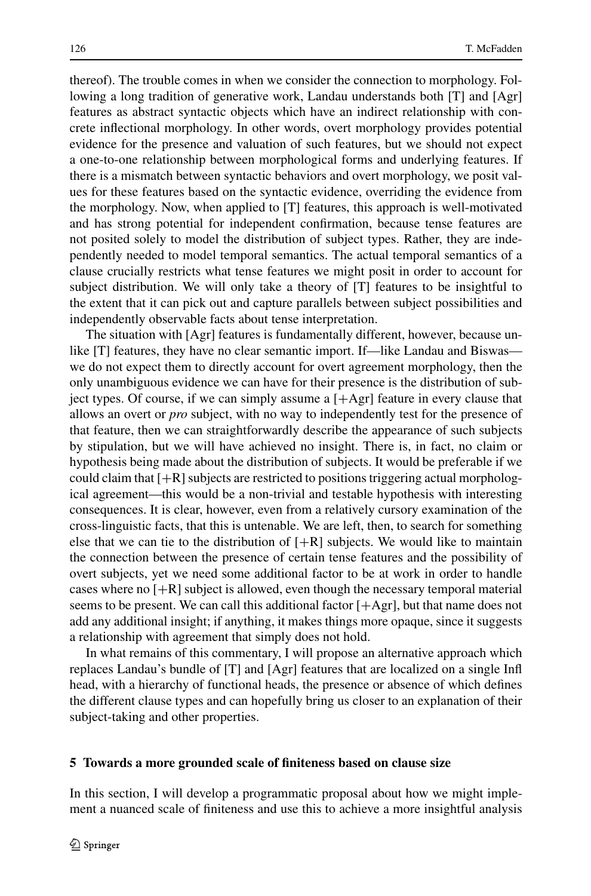thereof). The trouble comes in when we consider the connection to morphology. Following a long tradition of generative work, Landau understands both [T] and [Agr] features as abstract syntactic objects which have an indirect relationship with concrete inflectional morphology. In other words, overt morphology provides potential evidence for the presence and valuation of such features, but we should not expect a one-to-one relationship between morphological forms and underlying features. If there is a mismatch between syntactic behaviors and overt morphology, we posit values for these features based on the syntactic evidence, overriding the evidence from the morphology. Now, when applied to [T] features, this approach is well-motivated and has strong potential for independent confirmation, because tense features are not posited solely to model the distribution of subject types. Rather, they are independently needed to model temporal semantics. The actual temporal semantics of a clause crucially restricts what tense features we might posit in order to account for subject distribution. We will only take a theory of [T] features to be insightful to the extent that it can pick out and capture parallels between subject possibilities and independently observable facts about tense interpretation.

The situation with [Agr] features is fundamentally different, however, because unlike [T] features, they have no clear semantic import. If—like Landau and Biswas—we do not expect them to directly account for overt agreement morphology, then the only unambiguous evidence we can have for their presence is the distribution of subject types. Of course, if we can simply assume a [+Agr] feature in every clause that allows an overt or *pro* subject, with no way to independently test for the presence of that feature, then we can straightforwardly describe the appearance of such subjects by stipulation, but we will have achieved no insight. There is, in fact, no claim or hypothesis being made about the distribution of subjects. It would be preferable if we could claim that [+R] subjects are restricted to positions triggering actual morphological agreement—this would be a non-trivial and testable hypothesis with interesting consequences. It is clear, however, even from a relatively cursory examination of the cross-linguistic facts, that this is untenable. We are left, then, to search for something else that we can tie to the distribution of [+R] subjects. We would like to maintain the connection between the presence of certain tense features and the possibility of overt subjects, yet we need some additional factor to be at work in order to handle cases where no [+R] subject is allowed, even though the necessary temporal material seems to be present. We can call this additional factor [+Agr], but that name does not add any additional insight; if anything, it makes things more opaque, since it suggests a relationship with agreement that simply does not hold.

In what remains of this commentary, I will propose an alternative approach which replaces Landau's bundle of [T] and [Agr] features that are localized on a single Infl head, with a hierarchy of functional heads, the presence or absence of which defines the different clause types and can hopefully bring us closer to an explanation of their subject-taking and other properties.

## 5 Towards a more grounded scale of finiteness based on clause size

In this section, I will develop a programmatic proposal about how we might implement a nuanced scale of finiteness and use this to achieve a more insightful analysis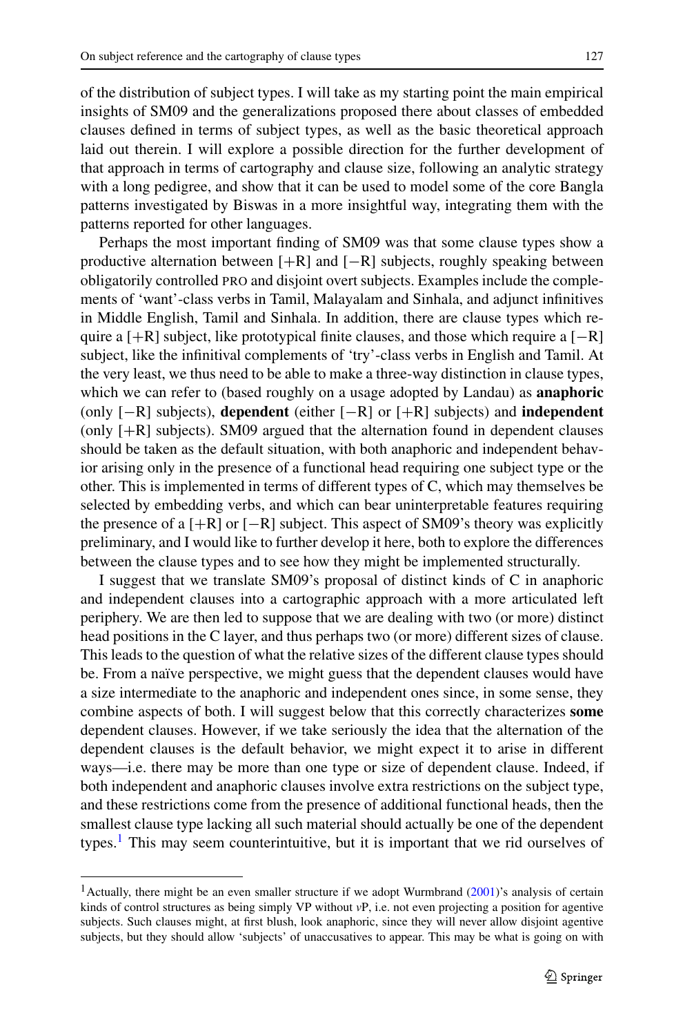of the distribution of subject types. I will take as my starting point the main empirical insights of SM09 and the generalizations proposed there about classes of embedded clauses defined in terms of subject types, as well as the basic theoretical approach laid out therein. I will explore a possible direction for the further development of that approach in terms of cartography and clause size, following an analytic strategy with a long pedigree, and show that it can be used to model some of the core Bangla patterns investigated by Biswas in a more insightful way, integrating them with the patterns reported for other languages.

Perhaps the most important finding of SM09 was that some clause types show a productive alternation between [+R] and [−R] subjects, roughly speaking between obligatorily controlled PRO and disjoint overt subjects. Examples include the complements of 'want'-class verbs in Tamil, Malayalam and Sinhala, and adjunct infinitives in Middle English, Tamil and Sinhala. In addition, there are clause types which require a [+R] subject, like prototypical finite clauses, and those which require a [−R] subject, like the infinitival complements of 'try'-class verbs in English and Tamil. At the very least, we thus need to be able to make a three-way distinction in clause types, which we can refer to (based roughly on a usage adopted by Landau) as **anaphoric** (only [−R] subjects), **dependent** (either [−R] or [+R] subjects) and **independent** (only [+R] subjects). SM09 argued that the alternation found in dependent clauses should be taken as the default situation, with both anaphoric and independent behavior arising only in the presence of a functional head requiring one subject type or the other. This is implemented in terms of different types of C, which may themselves be selected by embedding verbs, and which can bear uninterpretable features requiring the presence of a [+R] or [−R] subject. This aspect of SM09's theory was explicitly preliminary, and I would like to further develop it here, both to explore the differences between the clause types and to see how they might be implemented structurally.

I suggest that we translate SM09's proposal of distinct kinds of C in anaphoric and independent clauses into a cartographic approach with a more articulated left periphery. We are then led to suppose that we are dealing with two (or more) distinct head positions in the C layer, and thus perhaps two (or more) different sizes of clause. This leads to the question of what the relative sizes of the different clause types should be. From a naïve perspective, we might guess that the dependent clauses would have a size intermediate to the anaphoric and independent ones since, in some sense, they combine aspects of both. I will suggest below that this correctly characterizes **some** dependent clauses. However, if we take seriously the idea that the alternation of the dependent clauses is the default behavior, we might expect it to arise in different ways—i.e. there may be more than one type or size of dependent clause. Indeed, if both independent and anaphoric clauses involve extra restrictions on the subject type, and these restrictions come from the presence of additional functional heads, then the smallest clause type lacking all such material should actually be one of the dependent types.[1] This may seem counterintuitive, but it is important that we rid ourselves of

[1] Actually, there might be an even smaller structure if we adopt Wurmbrand (2001)'s analysis of certain kinds of control structures as being simply VP without *v*P, i.e. not even projecting a position for agentive subjects. Such clauses might, at first blush, look anaphoric, since they will never allow disjoint agentive subjects, but they should allow 'subjects' of unaccusatives to appear. This may be what is going on with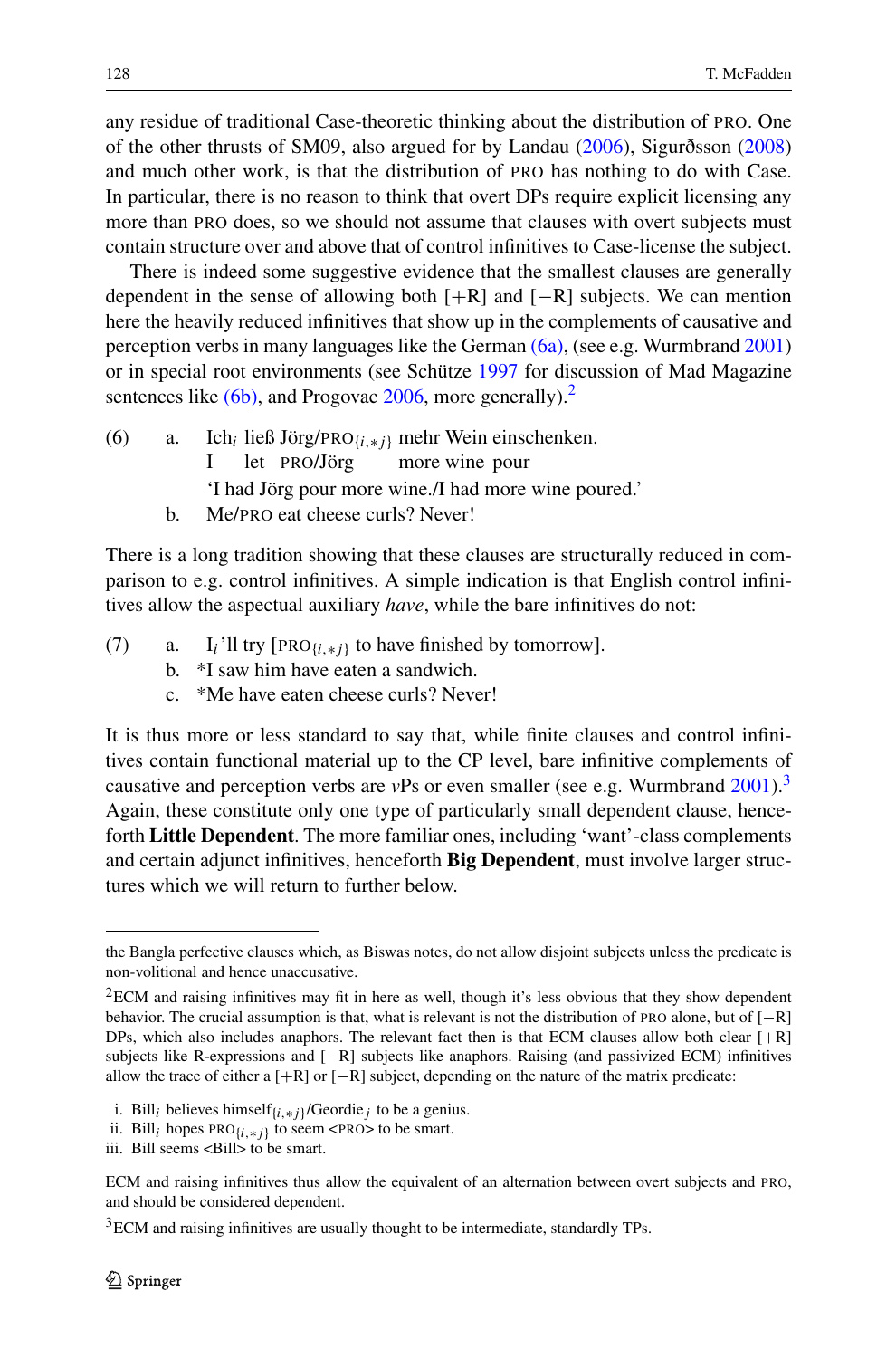any residue of traditional Case-theoretic thinking about the distribution of PRO. One of the other thrusts of SM09, also argued for by Landau (2006), Sigurðsson (2008) and much other work, is that the distribution of PRO has nothing to do with Case. In particular, there is no reason to think that overt DPs require explicit licensing any more than PRO does, so we should not assume that clauses with overt subjects must contain structure over and above that of control infinitives to Case-license the subject.

There is indeed some suggestive evidence that the smallest clauses are generally dependent in the sense of allowing both [+R] and [−R] subjects. We can mention here the heavily reduced infinitives that show up in the complements of causative and perception verbs in many languages like the German (6a), (see e.g. Wurmbrand 2001) or in special root environments (see Schütze 1997 for discussion of Mad Magazine sentences like (6b), and Progovac 2006, more generally).[2]

(6) a. Ich$_i$ ließ Jörg/PRO$_{\{i,*j\}}$ mehr Wein einschenken.
   I let PRO/Jörg more wine pour
   'I had Jörg pour more wine./I had more wine poured.'

   b. Me/PRO eat cheese curls? Never!

There is a long tradition showing that these clauses are structurally reduced in comparison to e.g. control infinitives. A simple indication is that English control infinitives allow the aspectual auxiliary *have*, while the bare infinitives do not:

(7) a. I$_i$'ll try [PRO$_{\{i,*j\}}$ to have finished by tomorrow].

   b. *I saw him have eaten a sandwich.

   c. *Me have eaten cheese curls? Never!

It is thus more or less standard to say that, while finite clauses and control infinitives contain functional material up to the CP level, bare infinitive complements of causative and perception verbs are *v*Ps or even smaller (see e.g. Wurmbrand 2001).[3] Again, these constitute only one type of particularly small dependent clause, henceforth **Little Dependent**. The more familiar ones, including 'want'-class complements and certain adjunct infinitives, henceforth **Big Dependent**, must involve larger structures which we will return to further below.

---

the Bangla perfective clauses which, as Biswas notes, do not allow disjoint subjects unless the predicate is non-volitional and hence unaccusative.

[2] ECM and raising infinitives may fit in here as well, though it's less obvious that they show dependent behavior. The crucial assumption is that, what is relevant is not the distribution of PRO alone, but of [−R] DPs, which also includes anaphors. The relevant fact then is that ECM clauses allow both clear [+R] subjects like R-expressions and [−R] subjects like anaphors. Raising (and passivized ECM) infinitives allow the trace of either a [+R] or [−R] subject, depending on the nature of the matrix predicate:

i. Bill$_i$ believes himself$_{\{i,*j\}}$/Geordie$_j$ to be a genius.
ii. Bill$_i$ hopes PRO$_{\{i,*j\}}$ to seem <PRO> to be smart.
iii. Bill seems <Bill> to be smart.

ECM and raising infinitives thus allow the equivalent of an alternation between overt subjects and PRO, and should be considered dependent.

[3] ECM and raising infinitives are usually thought to be intermediate, standardly TPs.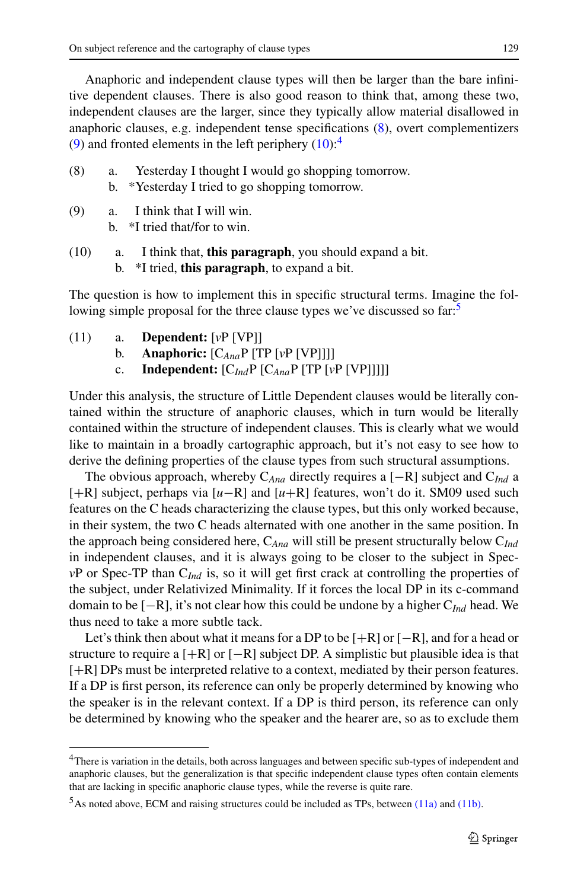Anaphoric and independent clause types will then be larger than the bare infinitive dependent clauses. There is also good reason to think that, among these two, independent clauses are the larger, since they typically allow material disallowed in anaphoric clauses, e.g. independent tense specifications (8), overt complementizers (9) and fronted elements in the left periphery (10):[4]

(8) a. Yesterday I thought I would go shopping tomorrow.
 b. *Yesterday I tried to go shopping tomorrow.

(9) a. I think that I will win.
 b. *I tried that/for to win.

(10) a. I think that, **this paragraph**, you should expand a bit.
 b. *I tried, **this paragraph**, to expand a bit.

The question is how to implement this in specific structural terms. Imagine the following simple proposal for the three clause types we've discussed so far:[5]

(11) a. **Dependent:** [*v*P [VP]]
 b. **Anaphoric:** [$C_{Ana}$P [TP [*v*P [VP]]]]
 c. **Independent:** [$C_{Ind}$P [$C_{Ana}$P [TP [*v*P [VP]]]]]

Under this analysis, the structure of Little Dependent clauses would be literally contained within the structure of anaphoric clauses, which in turn would be literally contained within the structure of independent clauses. This is clearly what we would like to maintain in a broadly cartographic approach, but it's not easy to see how to derive the defining properties of the clause types from such structural assumptions.

The obvious approach, whereby $C_{Ana}$ directly requires a [−R] subject and $C_{Ind}$ a [+R] subject, perhaps via [*u*−R] and [*u*+R] features, won't do it. SM09 used such features on the C heads characterizing the clause types, but this only worked because, in their system, the two C heads alternated with one another in the same position. In the approach being considered here, $C_{Ana}$ will still be present structurally below $C_{Ind}$ in independent clauses, and it is always going to be closer to the subject in Spec-*v*P or Spec-TP than $C_{Ind}$ is, so it will get first crack at controlling the properties of the subject, under Relativized Minimality. If it forces the local DP in its c-command domain to be [−R], it's not clear how this could be undone by a higher $C_{Ind}$ head. We thus need to take a more subtle tack.

Let's think then about what it means for a DP to be [+R] or [−R], and for a head or structure to require a [+R] or [−R] subject DP. A simplistic but plausible idea is that [+R] DPs must be interpreted relative to a context, mediated by their person features. If a DP is first person, its reference can only be properly determined by knowing who the speaker is in the relevant context. If a DP is third person, its reference can only be determined by knowing who the speaker and the hearer are, so as to exclude them

---

[4] There is variation in the details, both across languages and between specific sub-types of independent and anaphoric clauses, but the generalization is that specific independent clause types often contain elements that are lacking in specific anaphoric clause types, while the reverse is quite rare.

[5] As noted above, ECM and raising structures could be included as TPs, between (11a) and (11b).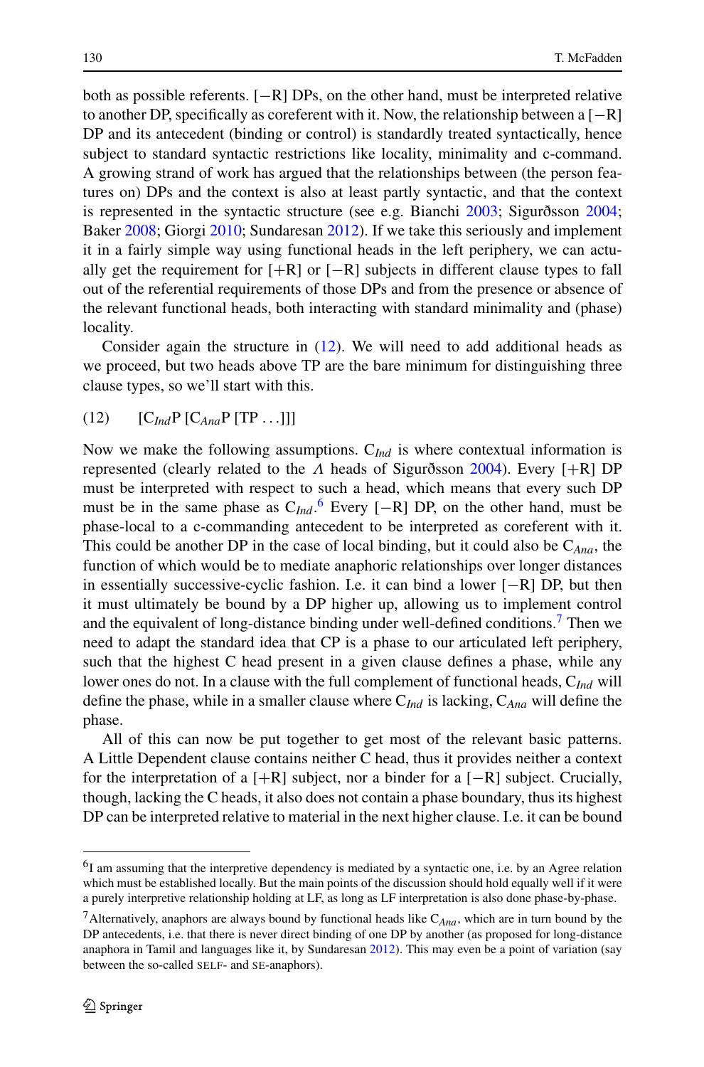both as possible referents. [−R] DPs, on the other hand, must be interpreted relative to another DP, specifically as coreferent with it. Now, the relationship between a [−R] DP and its antecedent (binding or control) is standardly treated syntactically, hence subject to standard syntactic restrictions like locality, minimality and c-command. A growing strand of work has argued that the relationships between (the person features on) DPs and the context is also at least partly syntactic, and that the context is represented in the syntactic structure (see e.g. Bianchi 2003; Sigurðsson 2004; Baker 2008; Giorgi 2010; Sundaresan 2012). If we take this seriously and implement it in a fairly simple way using functional heads in the left periphery, we can actually get the requirement for [+R] or [−R] subjects in different clause types to fall out of the referential requirements of those DPs and from the presence or absence of the relevant functional heads, both interacting with standard minimality and (phase) locality.

Consider again the structure in (12). We will need to add additional heads as we proceed, but two heads above TP are the bare minimum for distinguishing three clause types, so we'll start with this.

(12) [$C_{Ind}$P [$C_{Ana}$P [TP . . .]]]

Now we make the following assumptions. $C_{Ind}$ is where contextual information is represented (clearly related to the $\Lambda$ heads of Sigurðsson 2004). Every [+R] DP must be interpreted with respect to such a head, which means that every such DP must be in the same phase as $C_{Ind}$.[6] Every [−R] DP, on the other hand, must be phase-local to a c-commanding antecedent to be interpreted as coreferent with it. This could be another DP in the case of local binding, but it could also be $C_{Ana}$, the function of which would be to mediate anaphoric relationships over longer distances in essentially successive-cyclic fashion. I.e. it can bind a lower [−R] DP, but then it must ultimately be bound by a DP higher up, allowing us to implement control and the equivalent of long-distance binding under well-defined conditions.[7] Then we need to adapt the standard idea that CP is a phase to our articulated left periphery, such that the highest C head present in a given clause defines a phase, while any lower ones do not. In a clause with the full complement of functional heads, $C_{Ind}$ will define the phase, while in a smaller clause where $C_{Ind}$ is lacking, $C_{Ana}$ will define the phase.

All of this can now be put together to get most of the relevant basic patterns. A Little Dependent clause contains neither C head, thus it provides neither a context for the interpretation of a [+R] subject, nor a binder for a [−R] subject. Crucially, though, lacking the C heads, it also does not contain a phase boundary, thus its highest DP can be interpreted relative to material in the next higher clause. I.e. it can be bound

---

[6] I am assuming that the interpretive dependency is mediated by a syntactic one, i.e. by an Agree relation which must be established locally. But the main points of the discussion should hold equally well if it were a purely interpretive relationship holding at LF, as long as LF interpretation is also done phase-by-phase.

[7] Alternatively, anaphors are always bound by functional heads like $C_{Ana}$, which are in turn bound by the DP antecedents, i.e. that there is never direct binding of one DP by another (as proposed for long-distance anaphora in Tamil and languages like it, by Sundaresan 2012). This may even be a point of variation (say between the so-called SELF- and SE-anaphors).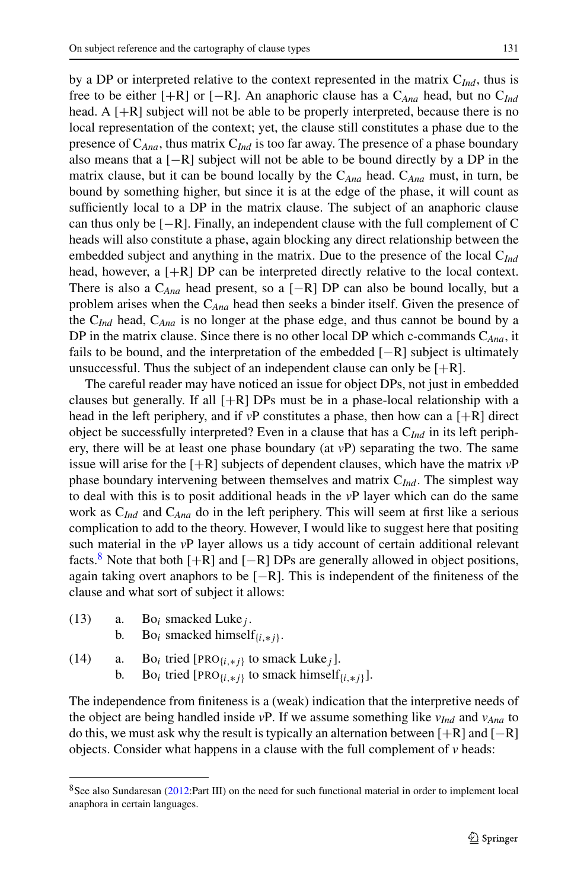by a DP or interpreted relative to the context represented in the matrix $C_{Ind}$, thus is free to be either [+R] or [−R]. An anaphoric clause has a $C_{Ana}$ head, but no $C_{Ind}$ head. A [+R] subject will not be able to be properly interpreted, because there is no local representation of the context; yet, the clause still constitutes a phase due to the presence of $C_{Ana}$, thus matrix $C_{Ind}$ is too far away. The presence of a phase boundary also means that a [−R] subject will not be able to be bound directly by a DP in the matrix clause, but it can be bound locally by the $C_{Ana}$ head. $C_{Ana}$ must, in turn, be bound by something higher, but since it is at the edge of the phase, it will count as sufficiently local to a DP in the matrix clause. The subject of an anaphoric clause can thus only be [−R]. Finally, an independent clause with the full complement of C heads will also constitute a phase, again blocking any direct relationship between the embedded subject and anything in the matrix. Due to the presence of the local $C_{Ind}$ head, however, a [+R] DP can be interpreted directly relative to the local context. There is also a $C_{Ana}$ head present, so a [−R] DP can also be bound locally, but a problem arises when the $C_{Ana}$ head then seeks a binder itself. Given the presence of the $C_{Ind}$ head, $C_{Ana}$ is no longer at the phase edge, and thus cannot be bound by a DP in the matrix clause. Since there is no other local DP which c-commands $C_{Ana}$, it fails to be bound, and the interpretation of the embedded [−R] subject is ultimately unsuccessful. Thus the subject of an independent clause can only be [+R].

The careful reader may have noticed an issue for object DPs, not just in embedded clauses but generally. If all [+R] DPs must be in a phase-local relationship with a head in the left periphery, and if *v*P constitutes a phase, then how can a [+R] direct object be successfully interpreted? Even in a clause that has a $C_{Ind}$ in its left periphery, there will be at least one phase boundary (at *v*P) separating the two. The same issue will arise for the [+R] subjects of dependent clauses, which have the matrix *v*P phase boundary intervening between themselves and matrix $C_{Ind}$. The simplest way to deal with this is to posit additional heads in the *v*P layer which can do the same work as $C_{Ind}$ and $C_{Ana}$ do in the left periphery. This will seem at first like a serious complication to add to the theory. However, I would like to suggest here that positing such material in the *v*P layer allows us a tidy account of certain additional relevant facts.[8] Note that both [+R] and [−R] DPs are generally allowed in object positions, again taking overt anaphors to be [−R]. This is independent of the finiteness of the clause and what sort of subject it allows:

(13) a. Bo$_i$ smacked Luke$_j$.
 b. Bo$_i$ smacked himself$_{\{i,*j\}}$.

(14) a. Bo$_i$ tried [PRO$_{\{i,*j\}}$ to smack Luke$_j$].
 b. Bo$_i$ tried [PRO$_{\{i,*j\}}$ to smack himself$_{\{i,*j\}}$].

The independence from finiteness is a (weak) indication that the interpretive needs of the object are being handled inside *v*P. If we assume something like $v_{Ind}$ and $v_{Ana}$ to do this, we must ask why the result is typically an alternation between [+R] and [−R] objects. Consider what happens in a clause with the full complement of *v* heads:

---

[8] See also Sundaresan (2012:Part III) on the need for such functional material in order to implement local anaphora in certain languages.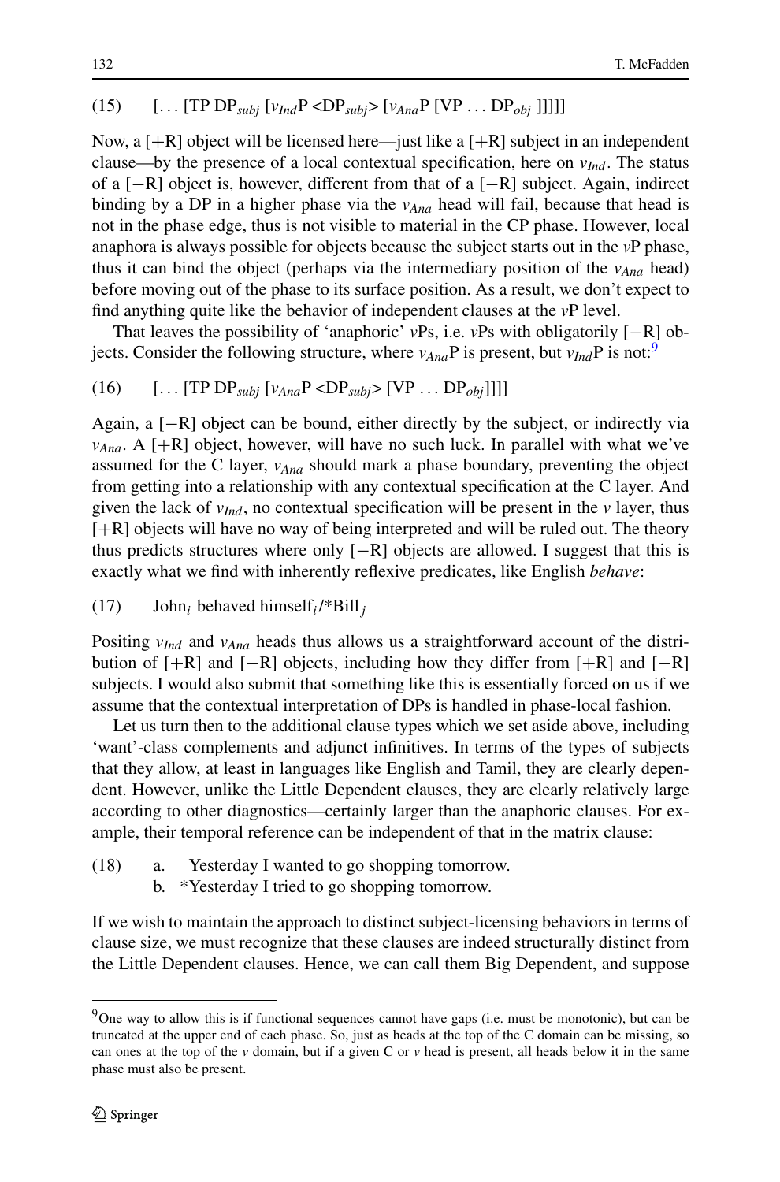(15) [... [TP DP$_{subj}$ [$v_{Ind}$P <DP$_{subj}$> [$v_{Ana}$P [VP ... DP$_{obj}$ ]]]]]

Now, a [+R] object will be licensed here—just like a [+R] subject in an independent clause—by the presence of a local contextual specification, here on $v_{Ind}$. The status of a [−R] object is, however, different from that of a [−R] subject. Again, indirect binding by a DP in a higher phase via the $v_{Ana}$ head will fail, because that head is not in the phase edge, thus is not visible to material in the CP phase. However, local anaphora is always possible for objects because the subject starts out in the *v*P phase, thus it can bind the object (perhaps via the intermediary position of the $v_{Ana}$ head) before moving out of the phase to its surface position. As a result, we don't expect to find anything quite like the behavior of independent clauses at the *v*P level.

That leaves the possibility of 'anaphoric' *v*Ps, i.e. *v*Ps with obligatorily [−R] objects. Consider the following structure, where $v_{Ana}$P is present, but $v_{Ind}$P is not:[9]

(16) [... [TP DP$_{subj}$ [$v_{Ana}$P <DP$_{subj}$> [VP ... DP$_{obj}$]]]]

Again, a [−R] object can be bound, either directly by the subject, or indirectly via $v_{Ana}$. A [+R] object, however, will have no such luck. In parallel with what we've assumed for the C layer, $v_{Ana}$ should mark a phase boundary, preventing the object from getting into a relationship with any contextual specification at the C layer. And given the lack of $v_{Ind}$, no contextual specification will be present in the *v* layer, thus [+R] objects will have no way of being interpreted and will be ruled out. The theory thus predicts structures where only [−R] objects are allowed. I suggest that this is exactly what we find with inherently reflexive predicates, like English *behave*:

(17) John$_i$ behaved himself$_i$/*Bill$_j$

Positing $v_{Ind}$ and $v_{Ana}$ heads thus allows us a straightforward account of the distribution of [+R] and [−R] objects, including how they differ from [+R] and [−R] subjects. I would also submit that something like this is essentially forced on us if we assume that the contextual interpretation of DPs is handled in phase-local fashion.

Let us turn then to the additional clause types which we set aside above, including 'want'-class complements and adjunct infinitives. In terms of the types of subjects that they allow, at least in languages like English and Tamil, they are clearly dependent. However, unlike the Little Dependent clauses, they are clearly relatively large according to other diagnostics—certainly larger than the anaphoric clauses. For example, their temporal reference can be independent of that in the matrix clause:

(18) a. Yesterday I wanted to go shopping tomorrow.
b. *Yesterday I tried to go shopping tomorrow.

If we wish to maintain the approach to distinct subject-licensing behaviors in terms of clause size, we must recognize that these clauses are indeed structurally distinct from the Little Dependent clauses. Hence, we can call them Big Dependent, and suppose

[9] One way to allow this is if functional sequences cannot have gaps (i.e. must be monotonic), but can be truncated at the upper end of each phase. So, just as heads at the top of the C domain can be missing, so can ones at the top of the *v* domain, but if a given C or *v* head is present, all heads below it in the same phase must also be present.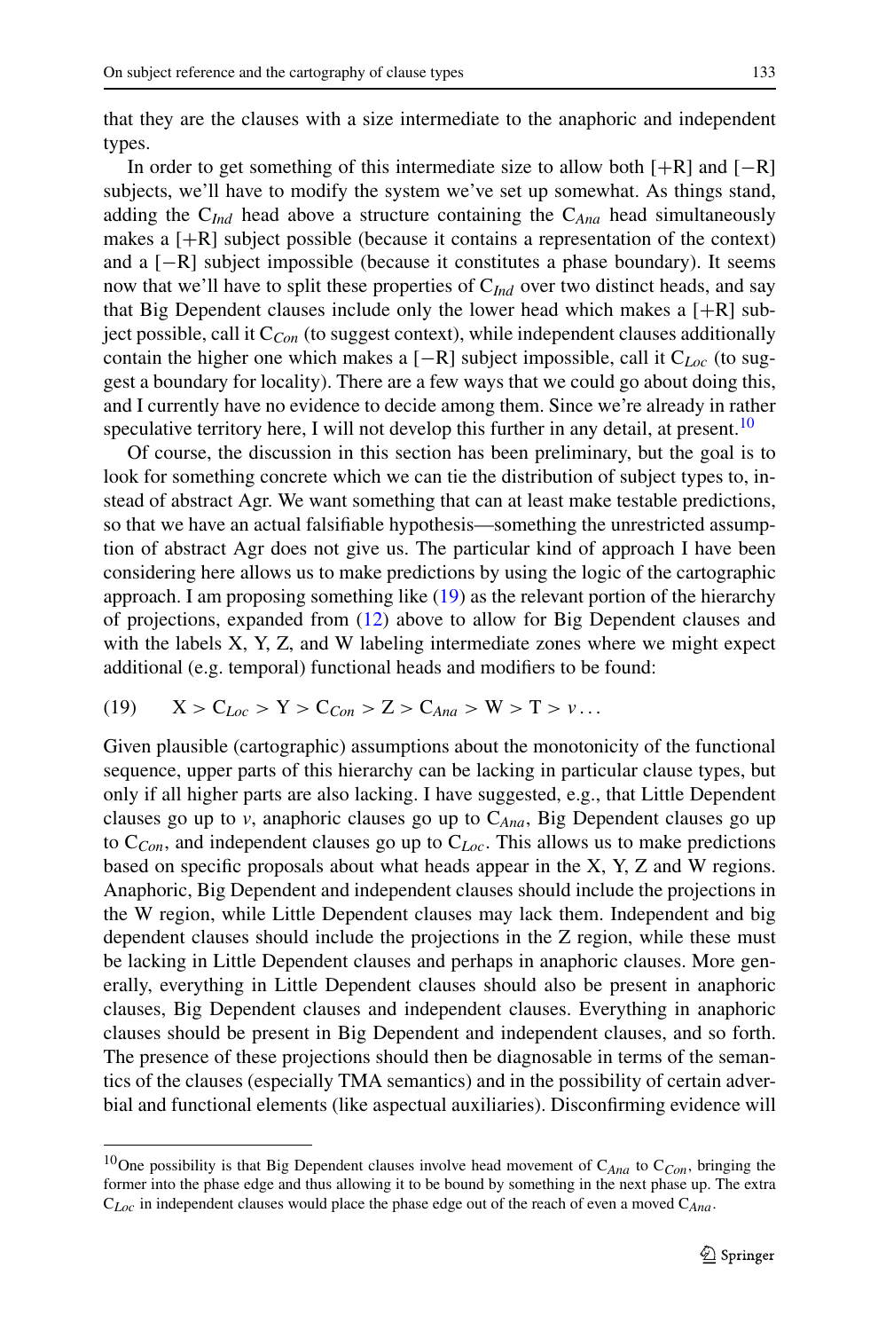that they are the clauses with a size intermediate to the anaphoric and independent types.

In order to get something of this intermediate size to allow both [+R] and [−R] subjects, we'll have to modify the system we've set up somewhat. As things stand, adding the $C_{Ind}$ head above a structure containing the $C_{Ana}$ head simultaneously makes a [+R] subject possible (because it contains a representation of the context) and a [−R] subject impossible (because it constitutes a phase boundary). It seems now that we'll have to split these properties of $C_{Ind}$ over two distinct heads, and say that Big Dependent clauses include only the lower head which makes a [+R] subject possible, call it $C_{Con}$ (to suggest context), while independent clauses additionally contain the higher one which makes a [−R] subject impossible, call it $C_{Loc}$ (to suggest a boundary for locality). There are a few ways that we could go about doing this, and I currently have no evidence to decide among them. Since we're already in rather speculative territory here, I will not develop this further in any detail, at present.[10]

Of course, the discussion in this section has been preliminary, but the goal is to look for something concrete which we can tie the distribution of subject types to, instead of abstract Agr. We want something that can at least make testable predictions, so that we have an actual falsifiable hypothesis—something the unrestricted assumption of abstract Agr does not give us. The particular kind of approach I have been considering here allows us to make predictions by using the logic of the cartographic approach. I am proposing something like (19) as the relevant portion of the hierarchy of projections, expanded from (12) above to allow for Big Dependent clauses and with the labels X, Y, Z, and W labeling intermediate zones where we might expect additional (e.g. temporal) functional heads and modifiers to be found:

(19) $\mathrm{X} > \mathrm{C}_{Loc} > \mathrm{Y} > \mathrm{C}_{Con} > \mathrm{Z} > \mathrm{C}_{Ana} > \mathrm{W} > \mathrm{T} > v \ldots$

Given plausible (cartographic) assumptions about the monotonicity of the functional sequence, upper parts of this hierarchy can be lacking in particular clause types, but only if all higher parts are also lacking. I have suggested, e.g., that Little Dependent clauses go up to *v*, anaphoric clauses go up to $C_{Ana}$, Big Dependent clauses go up to $C_{Con}$, and independent clauses go up to $C_{Loc}$. This allows us to make predictions based on specific proposals about what heads appear in the X, Y, Z and W regions. Anaphoric, Big Dependent and independent clauses should include the projections in the W region, while Little Dependent clauses may lack them. Independent and big dependent clauses should include the projections in the Z region, while these must be lacking in Little Dependent clauses and perhaps in anaphoric clauses. More generally, everything in Little Dependent clauses should also be present in anaphoric clauses, Big Dependent clauses and independent clauses. Everything in anaphoric clauses should be present in Big Dependent and independent clauses, and so forth. The presence of these projections should then be diagnosable in terms of the semantics of the clauses (especially TMA semantics) and in the possibility of certain adverbial and functional elements (like aspectual auxiliaries). Disconfirming evidence will

---

[10] One possibility is that Big Dependent clauses involve head movement of $C_{Ana}$ to $C_{Con}$, bringing the former into the phase edge and thus allowing it to be bound by something in the next phase up. The extra $C_{Loc}$ in independent clauses would place the phase edge out of the reach of even a moved $C_{Ana}$.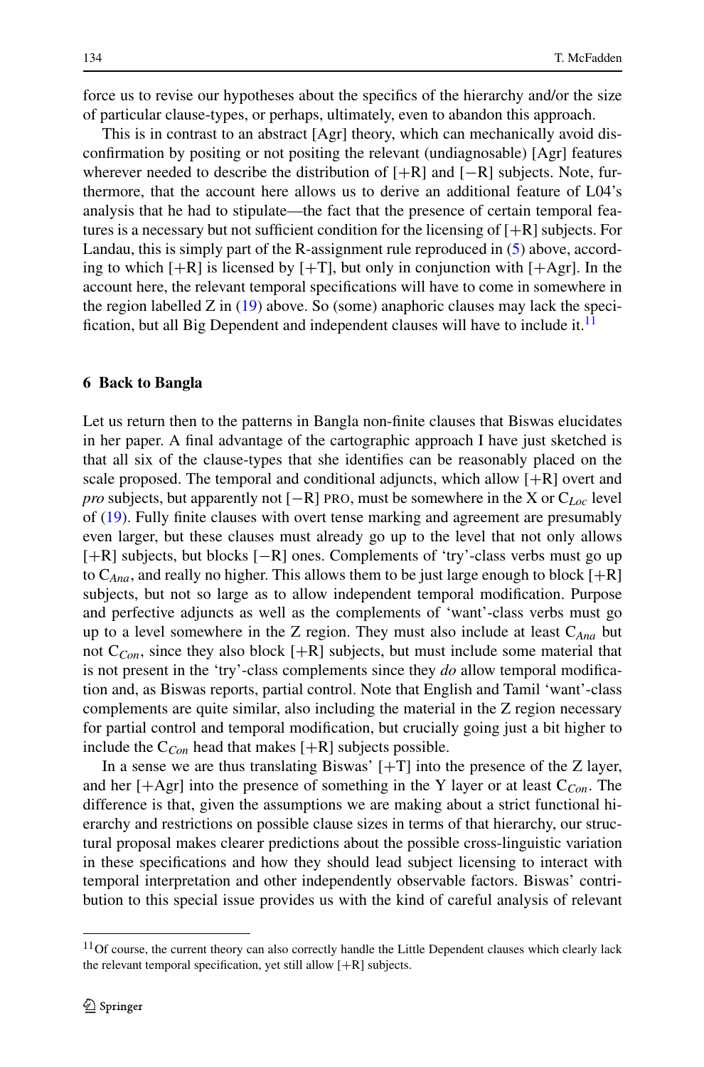force us to revise our hypotheses about the specifics of the hierarchy and/or the size of particular clause-types, or perhaps, ultimately, even to abandon this approach.

This is in contrast to an abstract [Agr] theory, which can mechanically avoid disconfirmation by positing or not positing the relevant (undiagnosable) [Agr] features wherever needed to describe the distribution of [+R] and [−R] subjects. Note, furthermore, that the account here allows us to derive an additional feature of L04's analysis that he had to stipulate—the fact that the presence of certain temporal features is a necessary but not sufficient condition for the licensing of [+R] subjects. For Landau, this is simply part of the R-assignment rule reproduced in (5) above, according to which [+R] is licensed by [+T], but only in conjunction with [+Agr]. In the account here, the relevant temporal specifications will have to come in somewhere in the region labelled Z in (19) above. So (some) anaphoric clauses may lack the specification, but all Big Dependent and independent clauses will have to include it.[11]

## 6 Back to Bangla

Let us return then to the patterns in Bangla non-finite clauses that Biswas elucidates in her paper. A final advantage of the cartographic approach I have just sketched is that all six of the clause-types that she identifies can be reasonably placed on the scale proposed. The temporal and conditional adjuncts, which allow [+R] overt and *pro* subjects, but apparently not [−R] PRO, must be somewhere in the X or $C_{Loc}$ level of (19). Fully finite clauses with overt tense marking and agreement are presumably even larger, but these clauses must already go up to the level that not only allows [+R] subjects, but blocks [−R] ones. Complements of 'try'-class verbs must go up to $C_{Ana}$, and really no higher. This allows them to be just large enough to block [+R] subjects, but not so large as to allow independent temporal modification. Purpose and perfective adjuncts as well as the complements of 'want'-class verbs must go up to a level somewhere in the Z region. They must also include at least $C_{Ana}$ but not $C_{Con}$, since they also block [+R] subjects, but must include some material that is not present in the 'try'-class complements since they *do* allow temporal modification and, as Biswas reports, partial control. Note that English and Tamil 'want'-class complements are quite similar, also including the material in the Z region necessary for partial control and temporal modification, but crucially going just a bit higher to include the $C_{Con}$ head that makes [+R] subjects possible.

In a sense we are thus translating Biswas' [+T] into the presence of the Z layer, and her [+Agr] into the presence of something in the Y layer or at least $C_{Con}$. The difference is that, given the assumptions we are making about a strict functional hierarchy and restrictions on possible clause sizes in terms of that hierarchy, our structural proposal makes clearer predictions about the possible cross-linguistic variation in these specifications and how they should lead subject licensing to interact with temporal interpretation and other independently observable factors. Biswas' contribution to this special issue provides us with the kind of careful analysis of relevant

[11] Of course, the current theory can also correctly handle the Little Dependent clauses which clearly lack the relevant temporal specification, yet still allow [+R] subjects.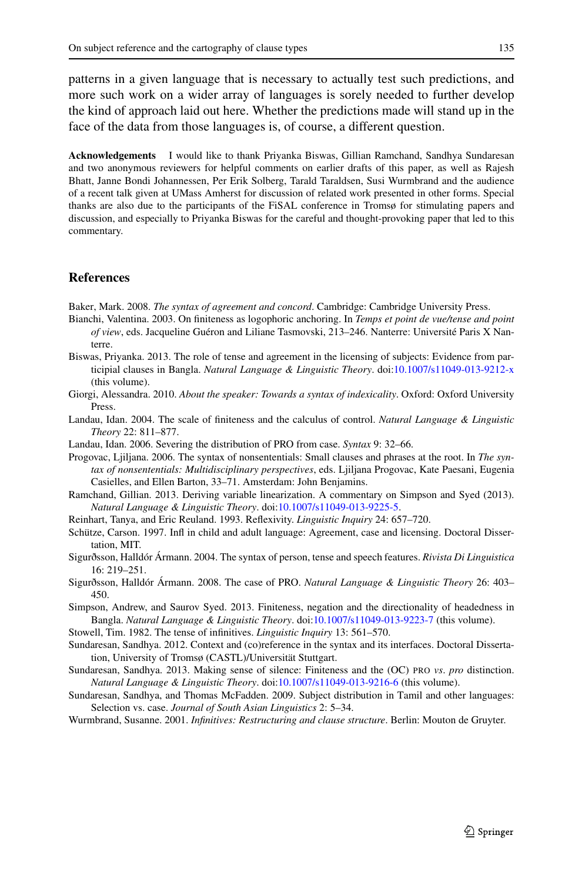patterns in a given language that is necessary to actually test such predictions, and more such work on a wider array of languages is sorely needed to further develop the kind of approach laid out here. Whether the predictions made will stand up in the face of the data from those languages is, of course, a different question.

**Acknowledgements** I would like to thank Priyanka Biswas, Gillian Ramchand, Sandhya Sundaresan and two anonymous reviewers for helpful comments on earlier drafts of this paper, as well as Rajesh Bhatt, Janne Bondi Johannessen, Per Erik Solberg, Tarald Taraldsen, Susi Wurmbrand and the audience of a recent talk given at UMass Amherst for discussion of related work presented in other forms. Special thanks are also due to the participants of the FiSAL conference in Tromsø for stimulating papers and discussion, and especially to Priyanka Biswas for the careful and thought-provoking paper that led to this commentary.

## References

Baker, Mark. 2008. *The syntax of agreement and concord*. Cambridge: Cambridge University Press.

Bianchi, Valentina. 2003. On finiteness as logophoric anchoring. In *Temps et point de vue/tense and point of view*, eds. Jacqueline Guéron and Liliane Tasmovski, 213–246. Nanterre: Université Paris X Nanterre.

Biswas, Priyanka. 2013. The role of tense and agreement in the licensing of subjects: Evidence from participial clauses in Bangla. *Natural Language & Linguistic Theory*. doi:10.1007/s11049-013-9212-x (this volume).

Giorgi, Alessandra. 2010. *About the speaker: Towards a syntax of indexicality*. Oxford: Oxford University Press.

Landau, Idan. 2004. The scale of finiteness and the calculus of control. *Natural Language & Linguistic Theory* 22: 811–877.

Landau, Idan. 2006. Severing the distribution of PRO from case. *Syntax* 9: 32–66.

Progovac, Ljiljana. 2006. The syntax of nonsententials: Small clauses and phrases at the root. In *The syntax of nonsententials: Multidisciplinary perspectives*, eds. Ljiljana Progovac, Kate Paesani, Eugenia Casielles, and Ellen Barton, 33–71. Amsterdam: John Benjamins.

Ramchand, Gillian. 2013. Deriving variable linearization. A commentary on Simpson and Syed (2013). *Natural Language & Linguistic Theory*. doi:10.1007/s11049-013-9225-5.

Reinhart, Tanya, and Eric Reuland. 1993. Reflexivity. *Linguistic Inquiry* 24: 657–720.

Schütze, Carson. 1997. Infl in child and adult language: Agreement, case and licensing. Doctoral Dissertation, MIT.

Sigurðsson, Halldór Ármann. 2004. The syntax of person, tense and speech features. *Rivista Di Linguistica* 16: 219–251.

Sigurðsson, Halldór Ármann. 2008. The case of PRO. *Natural Language & Linguistic Theory* 26: 403–450.

Simpson, Andrew, and Saurov Syed. 2013. Finiteness, negation and the directionality of headedness in Bangla. *Natural Language & Linguistic Theory*. doi:10.1007/s11049-013-9223-7 (this volume).

Stowell, Tim. 1982. The tense of infinitives. *Linguistic Inquiry* 13: 561–570.

Sundaresan, Sandhya. 2012. Context and (co)reference in the syntax and its interfaces. Doctoral Dissertation, University of Tromsø (CASTL)/Universität Stuttgart.

Sundaresan, Sandhya. 2013. Making sense of silence: Finiteness and the (OC) PRO *vs*. *pro* distinction. *Natural Language & Linguistic Theory*. doi:10.1007/s11049-013-9216-6 (this volume).

Sundaresan, Sandhya, and Thomas McFadden. 2009. Subject distribution in Tamil and other languages: Selection vs. case. *Journal of South Asian Linguistics* 2: 5–34.

Wurmbrand, Susanne. 2001. *Infinitives: Restructuring and clause structure*. Berlin: Mouton de Gruyter.